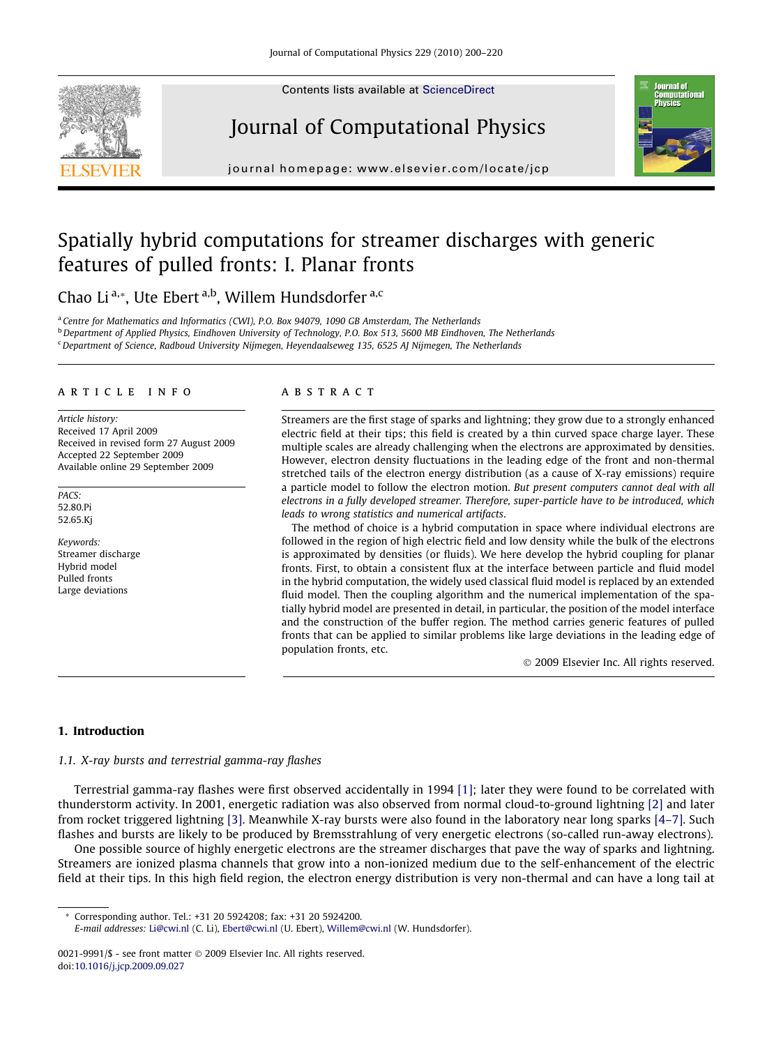# Spatially hybrid computations for streamer discharges with generic features of pulled fronts: I. Planar fronts

Chao Li [a,*], Ute Ebert [a,b], Willem Hundsdorfer [a,c]

[a] Centre for Mathematics and Informatics (CWI), P.O. Box 94079, 1090 GB Amsterdam, The Netherlands
[b] Department of Applied Physics, Eindhoven University of Technology, P.O. Box 513, 5600 MB Eindhoven, The Netherlands
[c] Department of Science, Radboud University Nijmegen, Heyendaalseweg 135, 6525 AJ Nijmegen, The Netherlands

## ARTICLE INFO

*Article history:*
Received 17 April 2009
Received in revised form 27 August 2009
Accepted 22 September 2009
Available online 29 September 2009

*PACS:*
52.80.Pi
52.65.Kj

*Keywords:*
Streamer discharge
Hybrid model
Pulled fronts
Large deviations

## ABSTRACT

Streamers are the first stage of sparks and lightning; they grow due to a strongly enhanced electric field at their tips; this field is created by a thin curved space charge layer. These multiple scales are already challenging when the electrons are approximated by densities. However, electron density fluctuations in the leading edge of the front and non-thermal stretched tails of the electron energy distribution (as a cause of X-ray emissions) require a particle model to follow the electron motion. *But present computers cannot deal with all electrons in a fully developed streamer. Therefore, super-particle have to be introduced, which leads to wrong statistics and numerical artifacts*.

The method of choice is a hybrid computation in space where individual electrons are followed in the region of high electric field and low density while the bulk of the electrons is approximated by densities (or fluids). We here develop the hybrid coupling for planar fronts. First, to obtain a consistent flux at the interface between particle and fluid model in the hybrid computation, the widely used classical fluid model is replaced by an extended fluid model. Then the coupling algorithm and the numerical implementation of the spatially hybrid model are presented in detail, in particular, the position of the model interface and the construction of the buffer region. The method carries generic features of pulled fronts that can be applied to similar problems like large deviations in the leading edge of population fronts, etc.

© 2009 Elsevier Inc. All rights reserved.

## 1. Introduction

### 1.1. X-ray bursts and terrestrial gamma-ray flashes

Terrestrial gamma-ray flashes were first observed accidentally in 1994 [1]; later they were found to be correlated with thunderstorm activity. In 2001, energetic radiation was also observed from normal cloud-to-ground lightning [2] and later from rocket triggered lightning [3]. Meanwhile X-ray bursts were also found in the laboratory near long sparks [4–7]. Such flashes and bursts are likely to be produced by Bremsstrahlung of very energetic electrons (so-called run-away electrons).

One possible source of highly energetic electrons are the streamer discharges that pave the way of sparks and lightning. Streamers are ionized plasma channels that grow into a non-ionized medium due to the self-enhancement of the electric field at their tips. In this high field region, the electron energy distribution is very non-thermal and can have a long tail at

\* Corresponding author. Tel.: +31 20 5924208; fax: +31 20 5924200.
*E-mail addresses:* Li@cwi.nl (C. Li), Ebert@cwi.nl (U. Ebert), Willem@cwi.nl (W. Hundsdorfer).

0021-9991/$ - see front matter © 2009 Elsevier Inc. All rights reserved.
doi:10.1016/j.jcp.2009.09.027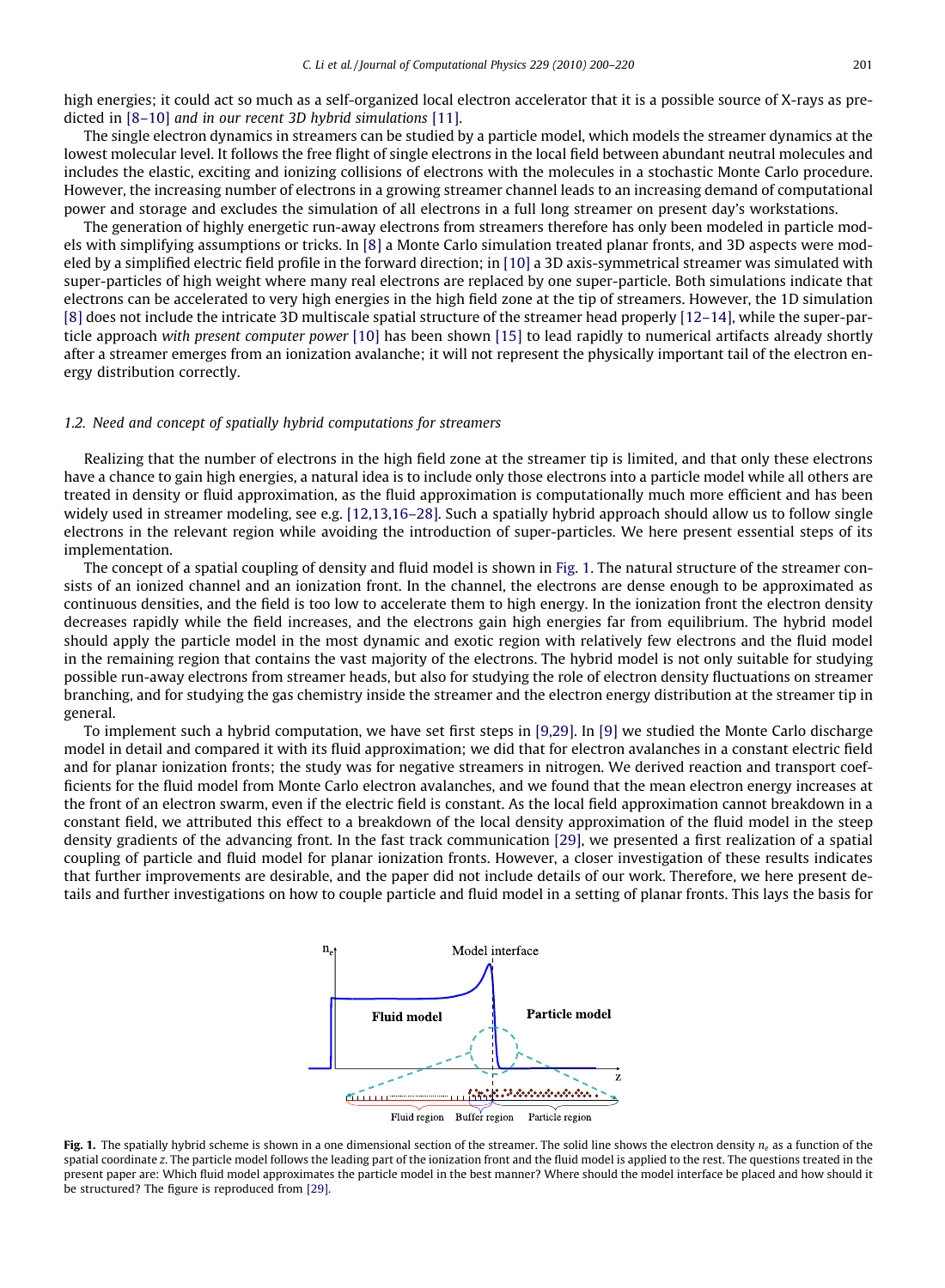high energies; it could act so much as a self-organized local electron accelerator that it is a possible source of X-rays as predicted in [8–10] *and in our recent 3D hybrid simulations* [11].

The single electron dynamics in streamers can be studied by a particle model, which models the streamer dynamics at the lowest molecular level. It follows the free flight of single electrons in the local field between abundant neutral molecules and includes the elastic, exciting and ionizing collisions of electrons with the molecules in a stochastic Monte Carlo procedure. However, the increasing number of electrons in a growing streamer channel leads to an increasing demand of computational power and storage and excludes the simulation of all electrons in a full long streamer on present day's workstations.

The generation of highly energetic run-away electrons from streamers therefore has only been modeled in particle models with simplifying assumptions or tricks. In [8] a Monte Carlo simulation treated planar fronts, and 3D aspects were modeled by a simplified electric field profile in the forward direction; in [10] a 3D axis-symmetrical streamer was simulated with super-particles of high weight where many real electrons are replaced by one super-particle. Both simulations indicate that electrons can be accelerated to very high energies in the high field zone at the tip of streamers. However, the 1D simulation [8] does not include the intricate 3D multiscale spatial structure of the streamer head properly [12–14], while the super-particle approach *with present computer power* [10] has been shown [15] to lead rapidly to numerical artifacts already shortly after a streamer emerges from an ionization avalanche; it will not represent the physically important tail of the electron energy distribution correctly.

### *1.2. Need and concept of spatially hybrid computations for streamers*

Realizing that the number of electrons in the high field zone at the streamer tip is limited, and that only these electrons have a chance to gain high energies, a natural idea is to include only those electrons into a particle model while all others are treated in density or fluid approximation, as the fluid approximation is computationally much more efficient and has been widely used in streamer modeling, see e.g. [12,13,16–28]. Such a spatially hybrid approach should allow us to follow single electrons in the relevant region while avoiding the introduction of super-particles. We here present essential steps of its implementation.

The concept of a spatial coupling of density and fluid model is shown in Fig. 1. The natural structure of the streamer consists of an ionized channel and an ionization front. In the channel, the electrons are dense enough to be approximated as continuous densities, and the field is too low to accelerate them to high energy. In the ionization front the electron density decreases rapidly while the field increases, and the electrons gain high energies far from equilibrium. The hybrid model should apply the particle model in the most dynamic and exotic region with relatively few electrons and the fluid model in the remaining region that contains the vast majority of the electrons. The hybrid model is not only suitable for studying possible run-away electrons from streamer heads, but also for studying the role of electron density fluctuations on streamer branching, and for studying the gas chemistry inside the streamer and the electron energy distribution at the streamer tip in general.

To implement such a hybrid computation, we have set first steps in [9,29]. In [9] we studied the Monte Carlo discharge model in detail and compared it with its fluid approximation; we did that for electron avalanches in a constant electric field and for planar ionization fronts; the study was for negative streamers in nitrogen. We derived reaction and transport coefficients for the fluid model from Monte Carlo electron avalanches, and we found that the mean electron energy increases at the front of an electron swarm, even if the electric field is constant. As the local field approximation cannot breakdown in a constant field, we attributed this effect to a breakdown of the local density approximation of the fluid model in the steep density gradients of the advancing front. In the fast track communication [29], we presented a first realization of a spatial coupling of particle and fluid model for planar ionization fronts. However, a closer investigation of these results indicates that further improvements are desirable, and the paper did not include details of our work. Therefore, we here present details and further investigations on how to couple particle and fluid model in a setting of planar fronts. This lays the basis for

**Fig. 1.** The spatially hybrid scheme is shown in a one dimensional section of the streamer. The solid line shows the electron density $n_e$ as a function of the spatial coordinate $z$. The particle model follows the leading part of the ionization front and the fluid model is applied to the rest. The questions treated in the present paper are: Which fluid model approximates the particle model in the best manner? Where should the model interface be placed and how should it be structured? The figure is reproduced from [29].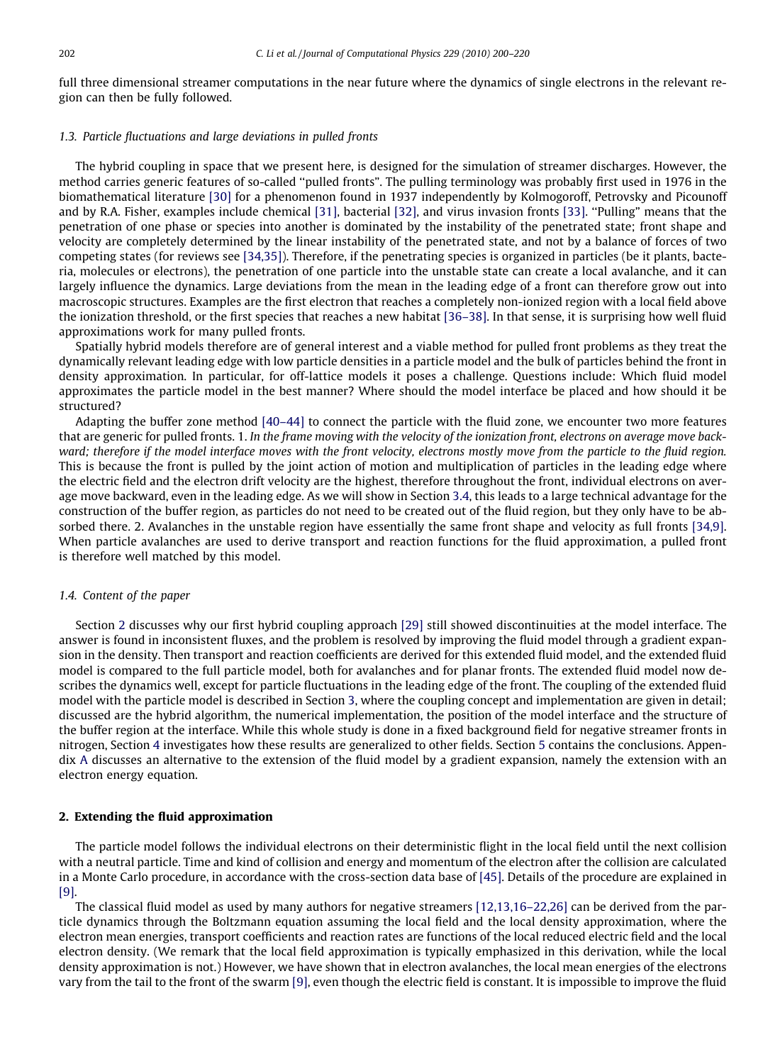full three dimensional streamer computations in the near future where the dynamics of single electrons in the relevant region can then be fully followed.

### 1.3. Particle fluctuations and large deviations in pulled fronts

The hybrid coupling in space that we present here, is designed for the simulation of streamer discharges. However, the method carries generic features of so-called "pulled fronts". The pulling terminology was probably first used in 1976 in the biomathematical literature [30] for a phenomenon found in 1937 independently by Kolmogoroff, Petrovsky and Picounoff and by R.A. Fisher, examples include chemical [31], bacterial [32], and virus invasion fronts [33]. "Pulling" means that the penetration of one phase or species into another is dominated by the instability of the penetrated state; front shape and velocity are completely determined by the linear instability of the penetrated state, and not by a balance of forces of two competing states (for reviews see [34,35]). Therefore, if the penetrating species is organized in particles (be it plants, bacteria, molecules or electrons), the penetration of one particle into the unstable state can create a local avalanche, and it can largely influence the dynamics. Large deviations from the mean in the leading edge of a front can therefore grow out into macroscopic structures. Examples are the first electron that reaches a completely non-ionized region with a local field above the ionization threshold, or the first species that reaches a new habitat [36–38]. In that sense, it is surprising how well fluid approximations work for many pulled fronts.

Spatially hybrid models therefore are of general interest and a viable method for pulled front problems as they treat the dynamically relevant leading edge with low particle densities in a particle model and the bulk of particles behind the front in density approximation. In particular, for off-lattice models it poses a challenge. Questions include: Which fluid model approximates the particle model in the best manner? Where should the model interface be placed and how should it be structured?

Adapting the buffer zone method [40–44] to connect the particle with the fluid zone, we encounter two more features that are generic for pulled fronts. 1. *In the frame moving with the velocity of the ionization front, electrons on average move backward; therefore if the model interface moves with the front velocity, electrons mostly move from the particle to the fluid region.* This is because the front is pulled by the joint action of motion and multiplication of particles in the leading edge where the electric field and the electron drift velocity are the highest, therefore throughout the front, individual electrons on average move backward, even in the leading edge. As we will show in Section 3.4, this leads to a large technical advantage for the construction of the buffer region, as particles do not need to be created out of the fluid region, but they only have to be absorbed there. 2. Avalanches in the unstable region have essentially the same front shape and velocity as full fronts [34,9]. When particle avalanches are used to derive transport and reaction functions for the fluid approximation, a pulled front is therefore well matched by this model.

### 1.4. Content of the paper

Section 2 discusses why our first hybrid coupling approach [29] still showed discontinuities at the model interface. The answer is found in inconsistent fluxes, and the problem is resolved by improving the fluid model through a gradient expansion in the density. Then transport and reaction coefficients are derived for this extended fluid model, and the extended fluid model is compared to the full particle model, both for avalanches and for planar fronts. The extended fluid model now describes the dynamics well, except for particle fluctuations in the leading edge of the front. The coupling of the extended fluid model with the particle model is described in Section 3, where the coupling concept and implementation are given in detail; discussed are the hybrid algorithm, the numerical implementation, the position of the model interface and the structure of the buffer region at the interface. While this whole study is done in a fixed background field for negative streamer fronts in nitrogen, Section 4 investigates how these results are generalized to other fields. Section 5 contains the conclusions. Appendix A discusses an alternative to the extension of the fluid model by a gradient expansion, namely the extension with an electron energy equation.

## 2. Extending the fluid approximation

The particle model follows the individual electrons on their deterministic flight in the local field until the next collision with a neutral particle. Time and kind of collision and energy and momentum of the electron after the collision are calculated in a Monte Carlo procedure, in accordance with the cross-section data base of [45]. Details of the procedure are explained in [9].

The classical fluid model as used by many authors for negative streamers [12,13,16–22,26] can be derived from the particle dynamics through the Boltzmann equation assuming the local field and the local density approximation, where the electron mean energies, transport coefficients and reaction rates are functions of the local reduced electric field and the local electron density. (We remark that the local field approximation is typically emphasized in this derivation, while the local density approximation is not.) However, we have shown that in electron avalanches, the local mean energies of the electrons vary from the tail to the front of the swarm [9], even though the electric field is constant. It is impossible to improve the fluid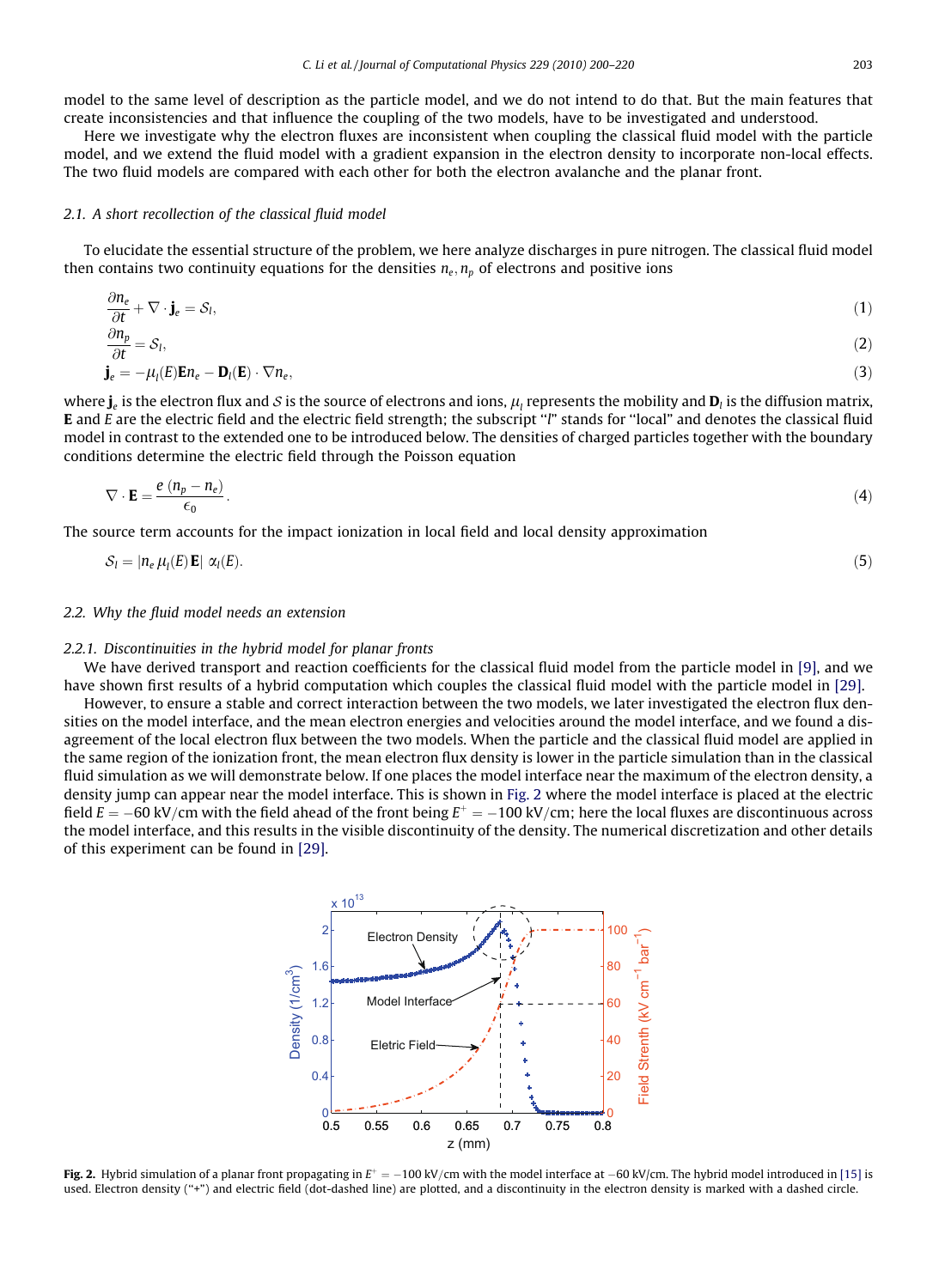model to the same level of description as the particle model, and we do not intend to do that. But the main features that create inconsistencies and that influence the coupling of the two models, have to be investigated and understood.

Here we investigate why the electron fluxes are inconsistent when coupling the classical fluid model with the particle model, and we extend the fluid model with a gradient expansion in the electron density to incorporate non-local effects. The two fluid models are compared with each other for both the electron avalanche and the planar front.

### 2.1. A short recollection of the classical fluid model

To elucidate the essential structure of the problem, we here analyze discharges in pure nitrogen. The classical fluid model then contains two continuity equations for the densities $n_e, n_p$ of electrons and positive ions

$$\frac{\partial n_e}{\partial t} + \nabla \cdot \mathbf{j}_e = \mathcal{S}_l, \tag{1}$$

$$\frac{\partial n_p}{\partial t} = \mathcal{S}_l, \tag{2}$$

$$\mathbf{j}_e = -\mu_l(E)\mathbf{E}n_e - \mathbf{D}_l(\mathbf{E}) \cdot \nabla n_e, \tag{3}$$

where $\mathbf{j}_e$ is the electron flux and $\mathcal{S}$ is the source of electrons and ions, $\mu_l$ represents the mobility and $\mathbf{D}_l$ is the diffusion matrix, $\mathbf{E}$ and $E$ are the electric field and the electric field strength; the subscript "$l$" stands for "local" and denotes the classical fluid model in contrast to the extended one to be introduced below. The densities of charged particles together with the boundary conditions determine the electric field through the Poisson equation

$$\nabla \cdot \mathbf{E} = \frac{e\,(n_p - n_e)}{\epsilon_0}. \tag{4}$$

The source term accounts for the impact ionization in local field and local density approximation

$$\mathcal{S}_l = |n_e\, \mu_l(E)\, \mathbf{E}|\; \alpha_l(E). \tag{5}$$

### 2.2. Why the fluid model needs an extension

#### 2.2.1. Discontinuities in the hybrid model for planar fronts

We have derived transport and reaction coefficients for the classical fluid model from the particle model in [9], and we have shown first results of a hybrid computation which couples the classical fluid model with the particle model in [29].

However, to ensure a stable and correct interaction between the two models, we later investigated the electron flux densities on the model interface, and the mean electron energies and velocities around the model interface, and we found a disagreement of the local electron flux between the two models. When the particle and the classical fluid model are applied in the same region of the ionization front, the mean electron flux density is lower in the particle simulation than in the classical fluid simulation as we will demonstrate below. If one places the model interface near the maximum of the electron density, a density jump can appear near the model interface. This is shown in Fig. 2 where the model interface is placed at the electric field $E = -60$ kV/cm with the field ahead of the front being $E^+ = -100$ kV/cm; here the local fluxes are discontinuous across the model interface, and this results in the visible discontinuity of the density. The numerical discretization and other details of this experiment can be found in [29].

**Fig. 2.** Hybrid simulation of a planar front propagating in $E^+ = -100$ kV/cm with the model interface at $-60$ kV/cm. The hybrid model introduced in [15] is used. Electron density ("+") and electric field (dot-dashed line) are plotted, and a discontinuity in the electron density is marked with a dashed circle.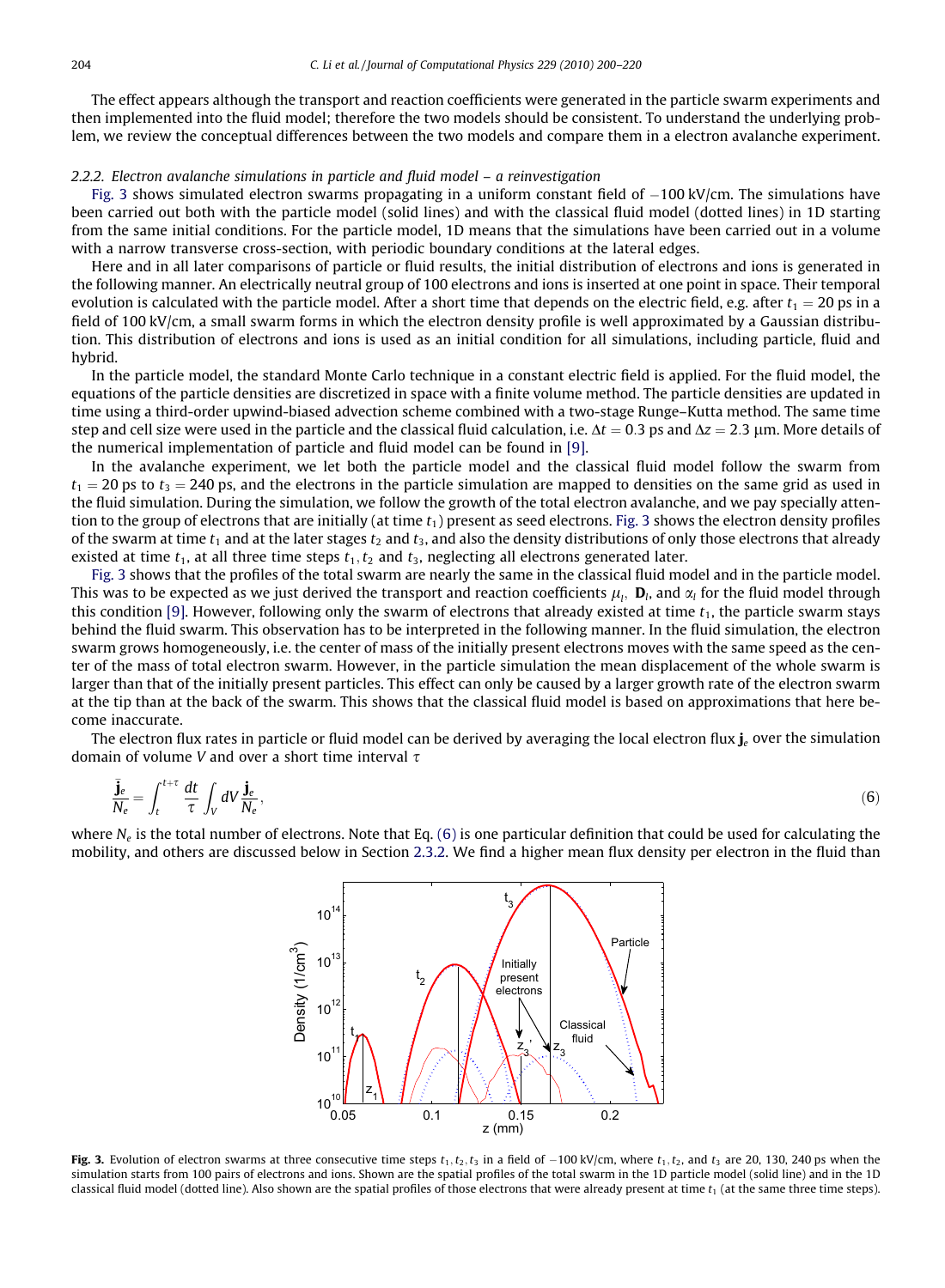The effect appears although the transport and reaction coefficients were generated in the particle swarm experiments and then implemented into the fluid model; therefore the two models should be consistent. To understand the underlying problem, we review the conceptual differences between the two models and compare them in a electron avalanche experiment.

### 2.2.2. Electron avalanche simulations in particle and fluid model – a reinvestigation

Fig. 3 shows simulated electron swarms propagating in a uniform constant field of $-100$ kV/cm. The simulations have been carried out both with the particle model (solid lines) and with the classical fluid model (dotted lines) in 1D starting from the same initial conditions. For the particle model, 1D means that the simulations have been carried out in a volume with a narrow transverse cross-section, with periodic boundary conditions at the lateral edges.

Here and in all later comparisons of particle or fluid results, the initial distribution of electrons and ions is generated in the following manner. An electrically neutral group of 100 electrons and ions is inserted at one point in space. Their temporal evolution is calculated with the particle model. After a short time that depends on the electric field, e.g. after $t_1 = 20$ ps in a field of 100 kV/cm, a small swarm forms in which the electron density profile is well approximated by a Gaussian distribution. This distribution of electrons and ions is used as an initial condition for all simulations, including particle, fluid and hybrid.

In the particle model, the standard Monte Carlo technique in a constant electric field is applied. For the fluid model, the equations of the particle densities are discretized in space with a finite volume method. The particle densities are updated in time using a third-order upwind-biased advection scheme combined with a two-stage Runge–Kutta method. The same time step and cell size were used in the particle and the classical fluid calculation, i.e. $\Delta t = 0.3$ ps and $\Delta z = 2.3$ μm. More details of the numerical implementation of particle and fluid model can be found in [9].

In the avalanche experiment, we let both the particle model and the classical fluid model follow the swarm from $t_1 = 20$ ps to $t_3 = 240$ ps, and the electrons in the particle simulation are mapped to densities on the same grid as used in the fluid simulation. During the simulation, we follow the growth of the total electron avalanche, and we pay specially attention to the group of electrons that are initially (at time $t_1$) present as seed electrons. Fig. 3 shows the electron density profiles of the swarm at time $t_1$ and at the later stages $t_2$ and $t_3$, and also the density distributions of only those electrons that already existed at time $t_1$, at all three time steps $t_1, t_2$ and $t_3$, neglecting all electrons generated later.

Fig. 3 shows that the profiles of the total swarm are nearly the same in the classical fluid model and in the particle model. This was to be expected as we just derived the transport and reaction coefficients $\mu_l$, $\mathbf{D}_l$, and $\alpha_l$ for the fluid model through this condition [9]. However, following only the swarm of electrons that already existed at time $t_1$, the particle swarm stays behind the fluid swarm. This observation has to be interpreted in the following manner. In the fluid simulation, the electron swarm grows homogeneously, i.e. the center of mass of the initially present electrons moves with the same speed as the center of the mass of total electron swarm. However, in the particle simulation the mean displacement of the whole swarm is larger than that of the initially present particles. This effect can only be caused by a larger growth rate of the electron swarm at the tip than at the back of the swarm. This shows that the classical fluid model is based on approximations that here become inaccurate.

The electron flux rates in particle or fluid model can be derived by averaging the local electron flux $\mathbf{j}_e$ over the simulation domain of volume $V$ and over a short time interval $\tau$

$$\frac{\bar{\mathbf{j}}_e}{N_e} = \int_t^{t+\tau} \frac{dt}{\tau} \int_V dV \, \frac{\mathbf{j}_e}{N_e}, \tag{6}$$

where $N_e$ is the total number of electrons. Note that Eq. (6) is one particular definition that could be used for calculating the mobility, and others are discussed below in Section 2.3.2. We find a higher mean flux density per electron in the fluid than

**Fig. 3.** Evolution of electron swarms at three consecutive time steps $t_1, t_2, t_3$ in a field of $-100$ kV/cm, where $t_1, t_2$, and $t_3$ are 20, 130, 240 ps when the simulation starts from 100 pairs of electrons and ions. Shown are the spatial profiles of the total swarm in the 1D particle model (solid line) and in the 1D classical fluid model (dotted line). Also shown are the spatial profiles of those electrons that were already present at time $t_1$ (at the same three time steps).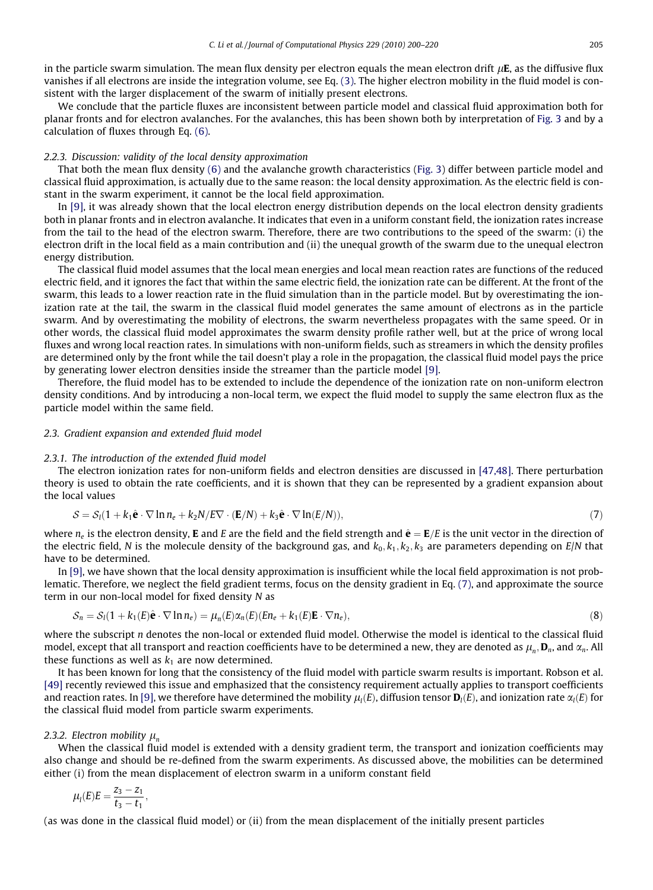in the particle swarm simulation. The mean flux density per electron equals the mean electron drift $\mu\mathbf{E}$, as the diffusive flux vanishes if all electrons are inside the integration volume, see Eq. (3). The higher electron mobility in the fluid model is consistent with the larger displacement of the swarm of initially present electrons.

We conclude that the particle fluxes are inconsistent between particle model and classical fluid approximation both for planar fronts and for electron avalanches. For the avalanches, this has been shown both by interpretation of Fig. 3 and by a calculation of fluxes through Eq. (6).

#### 2.2.3. Discussion: validity of the local density approximation

That both the mean flux density (6) and the avalanche growth characteristics (Fig. 3) differ between particle model and classical fluid approximation, is actually due to the same reason: the local density approximation. As the electric field is constant in the swarm experiment, it cannot be the local field approximation.

In [9], it was already shown that the local electron energy distribution depends on the local electron density gradients both in planar fronts and in electron avalanche. It indicates that even in a uniform constant field, the ionization rates increase from the tail to the head of the electron swarm. Therefore, there are two contributions to the speed of the swarm: (i) the electron drift in the local field as a main contribution and (ii) the unequal growth of the swarm due to the unequal electron energy distribution.

The classical fluid model assumes that the local mean energies and local mean reaction rates are functions of the reduced electric field, and it ignores the fact that within the same electric field, the ionization rate can be different. At the front of the swarm, this leads to a lower reaction rate in the fluid simulation than in the particle model. But by overestimating the ionization rate at the tail, the swarm in the classical fluid model generates the same amount of electrons as in the particle swarm. And by overestimating the mobility of electrons, the swarm nevertheless propagates with the same speed. Or in other words, the classical fluid model approximates the swarm density profile rather well, but at the price of wrong local fluxes and wrong local reaction rates. In simulations with non-uniform fields, such as streamers in which the density profiles are determined only by the front while the tail doesn't play a role in the propagation, the classical fluid model pays the price by generating lower electron densities inside the streamer than the particle model [9].

Therefore, the fluid model has to be extended to include the dependence of the ionization rate on non-uniform electron density conditions. And by introducing a non-local term, we expect the fluid model to supply the same electron flux as the particle model within the same field.

### 2.3. Gradient expansion and extended fluid model

#### 2.3.1. The introduction of the extended fluid model

The electron ionization rates for non-uniform fields and electron densities are discussed in [47,48]. There perturbation theory is used to obtain the rate coefficients, and it is shown that they can be represented by a gradient expansion about the local values

$$\mathcal{S} = \mathcal{S}_l(1 + k_1\hat{\mathbf{e}} \cdot \nabla \ln n_e + k_2 N/E\nabla \cdot (\mathbf{E}/N) + k_3\hat{\mathbf{e}} \cdot \nabla \ln(E/N)), \tag{7}$$

where $n_e$ is the electron density, $\mathbf{E}$ and $E$ are the field and the field strength and $\hat{\mathbf{e}} = \mathbf{E}/E$ is the unit vector in the direction of the electric field, $N$ is the molecule density of the background gas, and $k_0, k_1, k_2, k_3$ are parameters depending on $E/N$ that have to be determined.

In [9], we have shown that the local density approximation is insufficient while the local field approximation is not problematic. Therefore, we neglect the field gradient terms, focus on the density gradient in Eq. (7), and approximate the source term in our non-local model for fixed density $N$ as

$$\mathcal{S}_n = \mathcal{S}_l(1 + k_1(E)\hat{\mathbf{e}} \cdot \nabla \ln n_e) = \mu_n(E)\alpha_n(E)(En_e + k_1(E)\mathbf{E} \cdot \nabla n_e), \tag{8}$$

where the subscript $n$ denotes the non-local or extended fluid model. Otherwise the model is identical to the classical fluid model, except that all transport and reaction coefficients have to be determined a new, they are denoted as $\mu_n$, $\mathbf{D}_n$, and $\alpha_n$. All these functions as well as $k_1$ are now determined.

It has been known for long that the consistency of the fluid model with particle swarm results is important. Robson et al. [49] recently reviewed this issue and emphasized that the consistency requirement actually applies to transport coefficients and reaction rates. In [9], we therefore have determined the mobility $\mu_l(E)$, diffusion tensor $\mathbf{D}_l(E)$, and ionization rate $\alpha_l(E)$ for the classical fluid model from particle swarm experiments.

#### 2.3.2. Electron mobility $\mu_n$

When the classical fluid model is extended with a density gradient term, the transport and ionization coefficients may also change and should be re-defined from the swarm experiments. As discussed above, the mobilities can be determined either (i) from the mean displacement of electron swarm in a uniform constant field

$$\mu_l(E)E = \frac{z_3 - z_1}{t_3 - t_1},$$

(as was done in the classical fluid model) or (ii) from the mean displacement of the initially present particles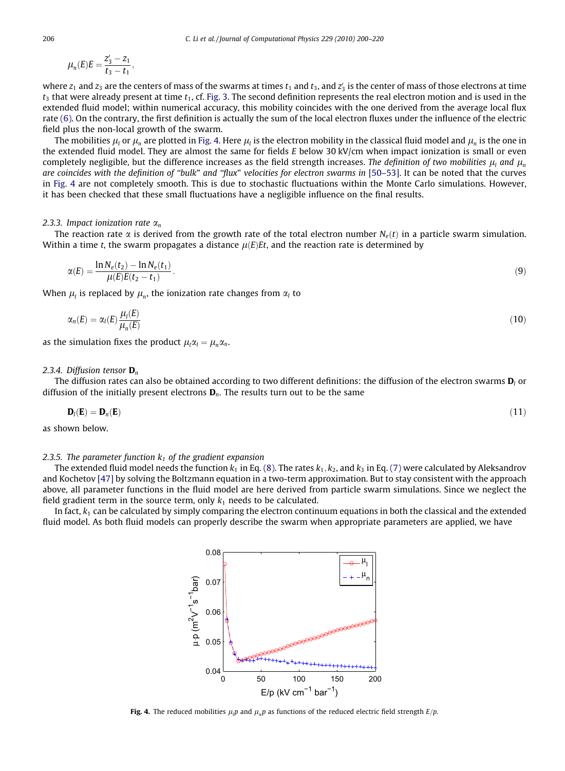$$\mu_n(E)E = \frac{z_3' - z_1}{t_3 - t_1},$$

where $z_1$ and $z_3$ are the centers of mass of the swarms at times $t_1$ and $t_3$, and $z_3'$ is the center of mass of those electrons at time $t_3$ that were already present at time $t_1$, cf. Fig. 3. The second definition represents the real electron motion and is used in the extended fluid model; within numerical accuracy, this mobility coincides with the one derived from the average local flux rate (6). On the contrary, the first definition is actually the sum of the local electron fluxes under the influence of the electric field plus the non-local growth of the swarm.

The mobilities $\mu_l$ or $\mu_n$ are plotted in Fig. 4. Here $\mu_l$ is the electron mobility in the classical fluid model and $\mu_n$ is the one in the extended fluid model. They are almost the same for fields $E$ below 30 kV/cm when impact ionization is small or even completely negligible, but the difference increases as the field strength increases. *The definition of two mobilities $\mu_l$ and $\mu_n$ are coincides with the definition of "bulk" and "flux" velocities for electron swarms in [50–53].* It can be noted that the curves in Fig. 4 are not completely smooth. This is due to stochastic fluctuations within the Monte Carlo simulations. However, it has been checked that these small fluctuations have a negligible influence on the final results.

### 2.3.3. Impact ionization rate $\alpha_n$

The reaction rate $\alpha$ is derived from the growth rate of the total electron number $N_e(t)$ in a particle swarm simulation. Within a time $t$, the swarm propagates a distance $\mu(E)Et$, and the reaction rate is determined by

$$\alpha(E) = \frac{\ln N_e(t_2) - \ln N_e(t_1)}{\mu(E)E(t_2 - t_1)}. \tag{9}$$

When $\mu_l$ is replaced by $\mu_n$, the ionization rate changes from $\alpha_l$ to

$$\alpha_n(E) = \alpha_l(E)\frac{\mu_l(E)}{\mu_n(E)} \tag{10}$$

as the simulation fixes the product $\mu_l\alpha_l = \mu_n\alpha_n$.

### 2.3.4. Diffusion tensor $\mathbf{D}_n$

The diffusion rates can also be obtained according to two different definitions: the diffusion of the electron swarms $\mathbf{D}_l$ or diffusion of the initially present electrons $\mathbf{D}_n$. The results turn out to be the same

$$\mathbf{D}_l(\mathbf{E}) = \mathbf{D}_n(\mathbf{E}) \tag{11}$$

as shown below.

### 2.3.5. The parameter function $k_1$ of the gradient expansion

The extended fluid model needs the function $k_1$ in Eq. (8). The rates $k_1, k_2$, and $k_3$ in Eq. (7) were calculated by Aleksandrov and Kochetov [47] by solving the Boltzmann equation in a two-term approximation. But to stay consistent with the approach above, all parameter functions in the fluid model are here derived from particle swarm simulations. Since we neglect the field gradient term in the source term, only $k_1$ needs to be calculated.

In fact, $k_1$ can be calculated by simply comparing the electron continuum equations in both the classical and the extended fluid model. As both fluid models can properly describe the swarm when appropriate parameters are applied, we have

**Fig. 4.** The reduced mobilities $\mu_l p$ and $\mu_n p$ as functions of the reduced electric field strength $E/p$.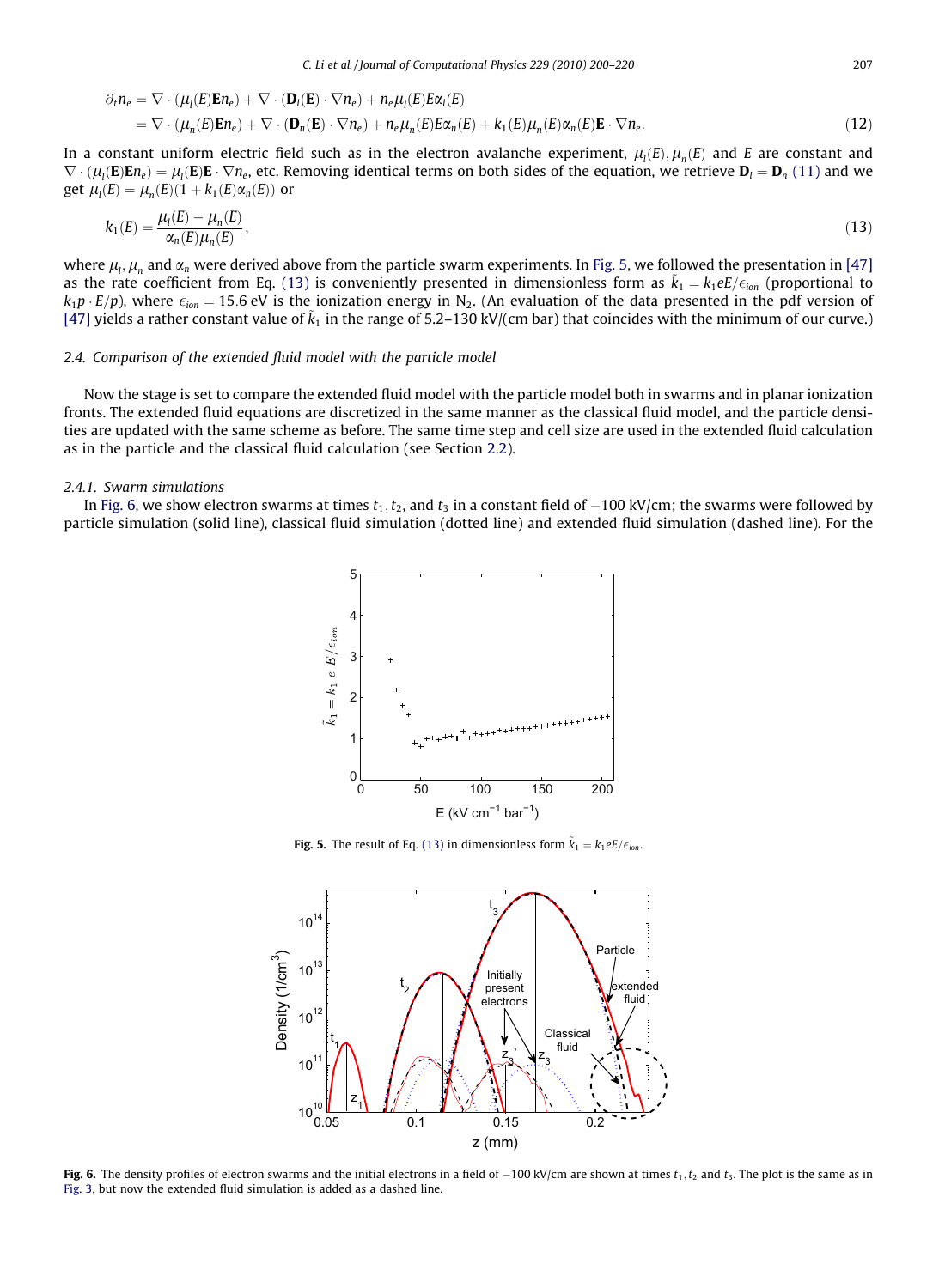$$\partial_t n_e = \nabla \cdot (\mu_l(E)\mathbf{E}n_e) + \nabla \cdot (\mathbf{D}_l(\mathbf{E}) \cdot \nabla n_e) + n_e \mu_l(E) E \alpha_l(E)$$
$$= \nabla \cdot (\mu_n(E)\mathbf{E}n_e) + \nabla \cdot (\mathbf{D}_n(\mathbf{E}) \cdot \nabla n_e) + n_e \mu_n(E) E \alpha_n(E) + k_1(E)\mu_n(E)\alpha_n(E)\mathbf{E} \cdot \nabla n_e. \tag{12}$$

In a constant uniform electric field such as in the electron avalanche experiment, $\mu_l(E), \mu_n(E)$ and $E$ are constant and $\nabla \cdot (\mu_l(\mathbf{E})\mathbf{E}n_e) = \mu_l(\mathbf{E})\mathbf{E} \cdot \nabla n_e$, etc. Removing identical terms on both sides of the equation, we retrieve $\mathbf{D}_l = \mathbf{D}_n$ (11) and we get $\mu_l(E) = \mu_n(E)(1 + k_1(E)\alpha_n(E))$ or

$$k_1(E) = \frac{\mu_l(E) - \mu_n(E)}{\alpha_n(E)\mu_n(E)}, \tag{13}$$

where $\mu_l$, $\mu_n$ and $\alpha_n$ were derived above from the particle swarm experiments. In Fig. 5, we followed the presentation in [47] as the rate coefficient from Eq. (13) is conveniently presented in dimensionless form as $\tilde{k}_1 = k_1 eE/\epsilon_{ion}$ (proportional to $k_1 p \cdot E/p$), where $\epsilon_{ion} = 15.6$ eV is the ionization energy in $N_2$. (An evaluation of the data presented in the pdf version of [47] yields a rather constant value of $\tilde{k}_1$ in the range of 5.2–130 kV/(cm bar) that coincides with the minimum of our curve.)

### 2.4. Comparison of the extended fluid model with the particle model

Now the stage is set to compare the extended fluid model with the particle model both in swarms and in planar ionization fronts. The extended fluid equations are discretized in the same manner as the classical fluid model, and the particle densities are updated with the same scheme as before. The same time step and cell size are used in the extended fluid calculation as in the particle and the classical fluid calculation (see Section 2.2).

#### 2.4.1. Swarm simulations

In Fig. 6, we show electron swarms at times $t_1, t_2$, and $t_3$ in a constant field of $-100$ kV/cm; the swarms were followed by particle simulation (solid line), classical fluid simulation (dotted line) and extended fluid simulation (dashed line). For the

**Fig. 5.** The result of Eq. (13) in dimensionless form $\tilde{k}_1 = k_1 eE/\epsilon_{ion}$.

**Fig. 6.** The density profiles of electron swarms and the initial electrons in a field of $-100$ kV/cm are shown at times $t_1, t_2$ and $t_3$. The plot is the same as in Fig. 3, but now the extended fluid simulation is added as a dashed line.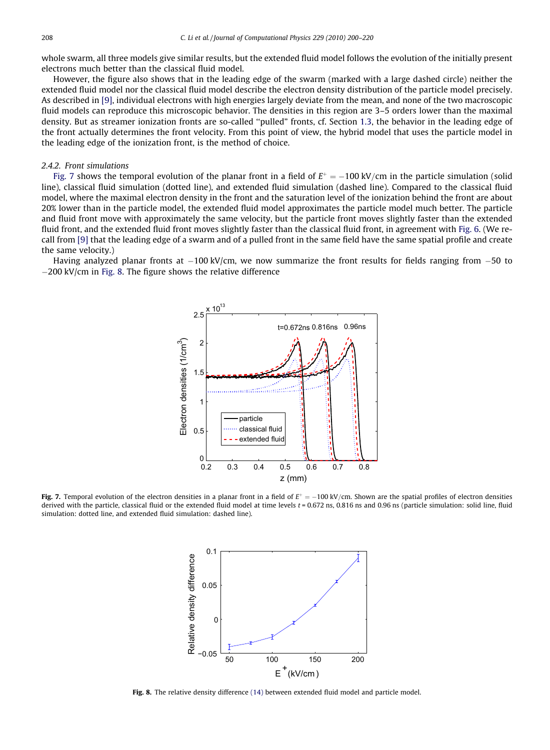whole swarm, all three models give similar results, but the extended fluid model follows the evolution of the initially present electrons much better than the classical fluid model.

However, the figure also shows that in the leading edge of the swarm (marked with a large dashed circle) neither the extended fluid model nor the classical fluid model describe the electron density distribution of the particle model precisely. As described in [9], individual electrons with high energies largely deviate from the mean, and none of the two macroscopic fluid models can reproduce this microscopic behavior. The densities in this region are 3–5 orders lower than the maximal density. But as streamer ionization fronts are so-called "pulled" fronts, cf. Section 1.3, the behavior in the leading edge of the front actually determines the front velocity. From this point of view, the hybrid model that uses the particle model in the leading edge of the ionization front, is the method of choice.

### 2.4.2. Front simulations

Fig. 7 shows the temporal evolution of the planar front in a field of $E^+ = -100$ kV/cm in the particle simulation (solid line), classical fluid simulation (dotted line), and extended fluid simulation (dashed line). Compared to the classical fluid model, where the maximal electron density in the front and the saturation level of the ionization behind the front are about 20% lower than in the particle model, the extended fluid model approximates the particle model much better. The particle and fluid front move with approximately the same velocity, but the particle front moves slightly faster than the extended fluid front, and the extended fluid front moves slightly faster than the classical fluid front, in agreement with Fig. 6. (We recall from [9] that the leading edge of a swarm and of a pulled front in the same field have the same spatial profile and create the same velocity.)

Having analyzed planar fronts at $-100$ kV/cm, we now summarize the front results for fields ranging from $-50$ to $-200$ kV/cm in Fig. 8. The figure shows the relative difference

**Fig. 7.** Temporal evolution of the electron densities in a planar front in a field of $E^+ = -100$ kV/cm. Shown are the spatial profiles of electron densities derived with the particle, classical fluid or the extended fluid model at time levels $t = 0.672$ ns, 0.816 ns and 0.96 ns (particle simulation: solid line, fluid simulation: dotted line, and extended fluid simulation: dashed line).

**Fig. 8.** The relative density difference (14) between extended fluid model and particle model.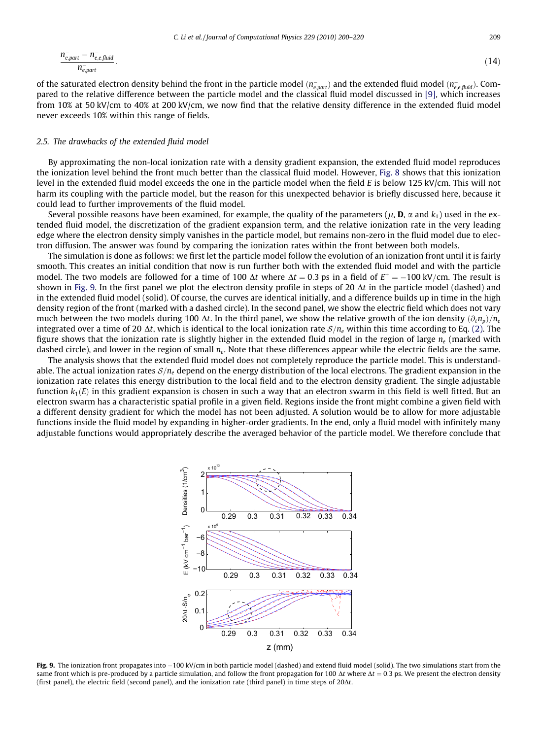$$\frac{n^-_{e,part} - n^-_{e,e,fluid}}{n^-_{e,part}}. \tag{14}$$

of the saturated electron density behind the front in the particle model ($n^-_{e,part}$) and the extended fluid model ($n^-_{e,e,fluid}$). Compared to the relative difference between the particle model and the classical fluid model discussed in [9], which increases from 10% at 50 kV/cm to 40% at 200 kV/cm, we now find that the relative density difference in the extended fluid model never exceeds 10% within this range of fields.

### 2.5. The drawbacks of the extended fluid model

By approximating the non-local ionization rate with a density gradient expansion, the extended fluid model reproduces the ionization level behind the front much better than the classical fluid model. However, Fig. 8 shows that this ionization level in the extended fluid model exceeds the one in the particle model when the field $E$ is below 125 kV/cm. This will not harm its coupling with the particle model, but the reason for this unexpected behavior is briefly discussed here, because it could lead to further improvements of the fluid model.

Several possible reasons have been examined, for example, the quality of the parameters ($\mu$, $\mathbf{D}$, $\alpha$ and $k_1$) used in the extended fluid model, the discretization of the gradient expansion term, and the relative ionization rate in the very leading edge where the electron density simply vanishes in the particle model, but remains non-zero in the fluid model due to electron diffusion. The answer was found by comparing the ionization rates within the front between both models.

The simulation is done as follows: we first let the particle model follow the evolution of an ionization front until it is fairly smooth. This creates an initial condition that now is run further both with the extended fluid model and with the particle model. The two models are followed for a time of 100 $\Delta t$ where $\Delta t = 0.3$ ps in a field of $E^+ = -100$ kV/cm. The result is shown in Fig. 9. In the first panel we plot the electron density profile in steps of 20 $\Delta t$ in the particle model (dashed) and in the extended fluid model (solid). Of course, the curves are identical initially, and a difference builds up in time in the high density region of the front (marked with a dashed circle). In the second panel, we show the electric field which does not vary much between the two models during 100 $\Delta t$. In the third panel, we show the relative growth of the ion density $(\partial_t n_p)/n_e$ integrated over a time of 20 $\Delta t$, which is identical to the local ionization rate $\mathcal{S}/n_e$ within this time according to Eq. (2). The figure shows that the ionization rate is slightly higher in the extended fluid model in the region of large $n_e$ (marked with dashed circle), and lower in the region of small $n_e$. Note that these differences appear while the electric fields are the same.

The analysis shows that the extended fluid model does not completely reproduce the particle model. This is understandable. The actual ionization rates $\mathcal{S}/n_e$ depend on the energy distribution of the local electrons. The gradient expansion in the ionization rate relates this energy distribution to the local field and to the electron density gradient. The single adjustable function $k_1(E)$ in this gradient expansion is chosen in such a way that an electron swarm in this field is well fitted. But an electron swarm has a characteristic spatial profile in a given field. Regions inside the front might combine a given field with a different density gradient for which the model has not been adjusted. A solution would be to allow for more adjustable functions inside the fluid model by expanding in higher-order gradients. In the end, only a fluid model with infinitely many adjustable functions would appropriately describe the averaged behavior of the particle model. We therefore conclude that

**Fig. 9.** The ionization front propagates into −100 kV/cm in both particle model (dashed) and extend fluid model (solid). The two simulations start from the same front which is pre-produced by a particle simulation, and follow the front propagation for 100 $\Delta t$ where $\Delta t = 0.3$ ps. We present the electron density (first panel), the electric field (second panel), and the ionization rate (third panel) in time steps of 20$\Delta t$.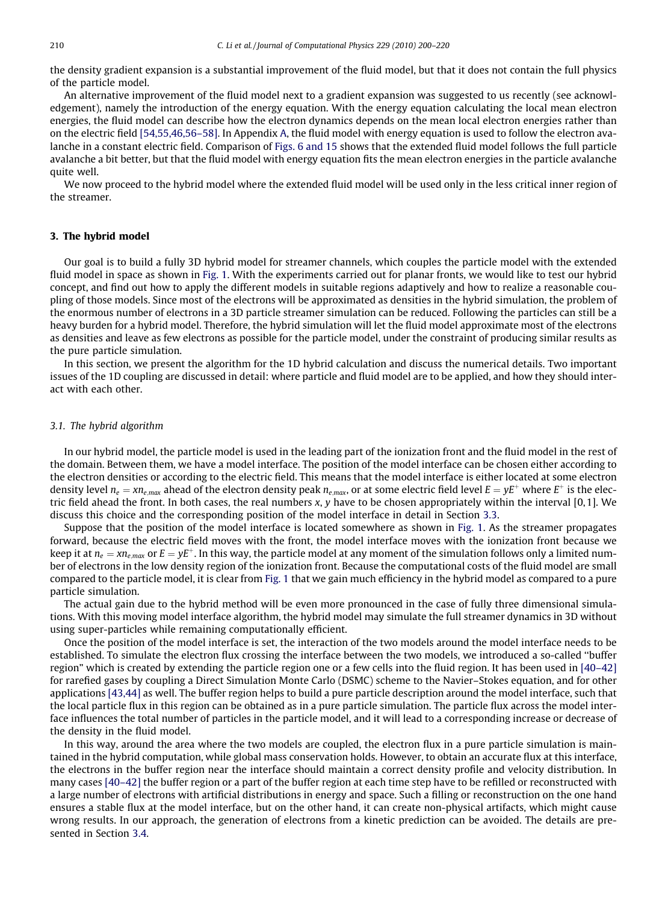the density gradient expansion is a substantial improvement of the fluid model, but that it does not contain the full physics of the particle model.

An alternative improvement of the fluid model next to a gradient expansion was suggested to us recently (see acknowledgement), namely the introduction of the energy equation. With the energy equation calculating the local mean electron energies, the fluid model can describe how the electron dynamics depends on the mean local electron energies rather than on the electric field [54,55,46,56–58]. In Appendix A, the fluid model with energy equation is used to follow the electron avalanche in a constant electric field. Comparison of Figs. 6 and 15 shows that the extended fluid model follows the full particle avalanche a bit better, but that the fluid model with energy equation fits the mean electron energies in the particle avalanche quite well.

We now proceed to the hybrid model where the extended fluid model will be used only in the less critical inner region of the streamer.

## 3. The hybrid model

Our goal is to build a fully 3D hybrid model for streamer channels, which couples the particle model with the extended fluid model in space as shown in Fig. 1. With the experiments carried out for planar fronts, we would like to test our hybrid concept, and find out how to apply the different models in suitable regions adaptively and how to realize a reasonable coupling of those models. Since most of the electrons will be approximated as densities in the hybrid simulation, the problem of the enormous number of electrons in a 3D particle streamer simulation can be reduced. Following the particles can still be a heavy burden for a hybrid model. Therefore, the hybrid simulation will let the fluid model approximate most of the electrons as densities and leave as few electrons as possible for the particle model, under the constraint of producing similar results as the pure particle simulation.

In this section, we present the algorithm for the 1D hybrid calculation and discuss the numerical details. Two important issues of the 1D coupling are discussed in detail: where particle and fluid model are to be applied, and how they should interact with each other.

### 3.1. The hybrid algorithm

In our hybrid model, the particle model is used in the leading part of the ionization front and the fluid model in the rest of the domain. Between them, we have a model interface. The position of the model interface can be chosen either according to the electron densities or according to the electric field. This means that the model interface is either located at some electron density level $n_e = xn_{e,max}$ ahead of the electron density peak $n_{e,max}$, or at some electric field level $E = yE^+$ where $E^+$ is the electric field ahead the front. In both cases, the real numbers $x$, $y$ have to be chosen appropriately within the interval $[0, 1]$. We discuss this choice and the corresponding position of the model interface in detail in Section 3.3.

Suppose that the position of the model interface is located somewhere as shown in Fig. 1. As the streamer propagates forward, because the electric field moves with the front, the model interface moves with the ionization front because we keep it at $n_e = xn_{e,max}$ or $E = yE^+$. In this way, the particle model at any moment of the simulation follows only a limited number of electrons in the low density region of the ionization front. Because the computational costs of the fluid model are small compared to the particle model, it is clear from Fig. 1 that we gain much efficiency in the hybrid model as compared to a pure particle simulation.

The actual gain due to the hybrid method will be even more pronounced in the case of fully three dimensional simulations. With this moving model interface algorithm, the hybrid model may simulate the full streamer dynamics in 3D without using super-particles while remaining computationally efficient.

Once the position of the model interface is set, the interaction of the two models around the model interface needs to be established. To simulate the electron flux crossing the interface between the two models, we introduced a so-called "buffer region" which is created by extending the particle region one or a few cells into the fluid region. It has been used in [40–42] for rarefied gases by coupling a Direct Simulation Monte Carlo (DSMC) scheme to the Navier–Stokes equation, and for other applications [43,44] as well. The buffer region helps to build a pure particle description around the model interface, such that the local particle flux in this region can be obtained as in a pure particle simulation. The particle flux across the model interface influences the total number of particles in the particle model, and it will lead to a corresponding increase or decrease of the density in the fluid model.

In this way, around the area where the two models are coupled, the electron flux in a pure particle simulation is maintained in the hybrid computation, while global mass conservation holds. However, to obtain an accurate flux at this interface, the electrons in the buffer region near the interface should maintain a correct density profile and velocity distribution. In many cases [40–42] the buffer region or a part of the buffer region at each time step have to be refilled or reconstructed with a large number of electrons with artificial distributions in energy and space. Such a filling or reconstruction on the one hand ensures a stable flux at the model interface, but on the other hand, it can create non-physical artifacts, which might cause wrong results. In our approach, the generation of electrons from a kinetic prediction can be avoided. The details are presented in Section 3.4.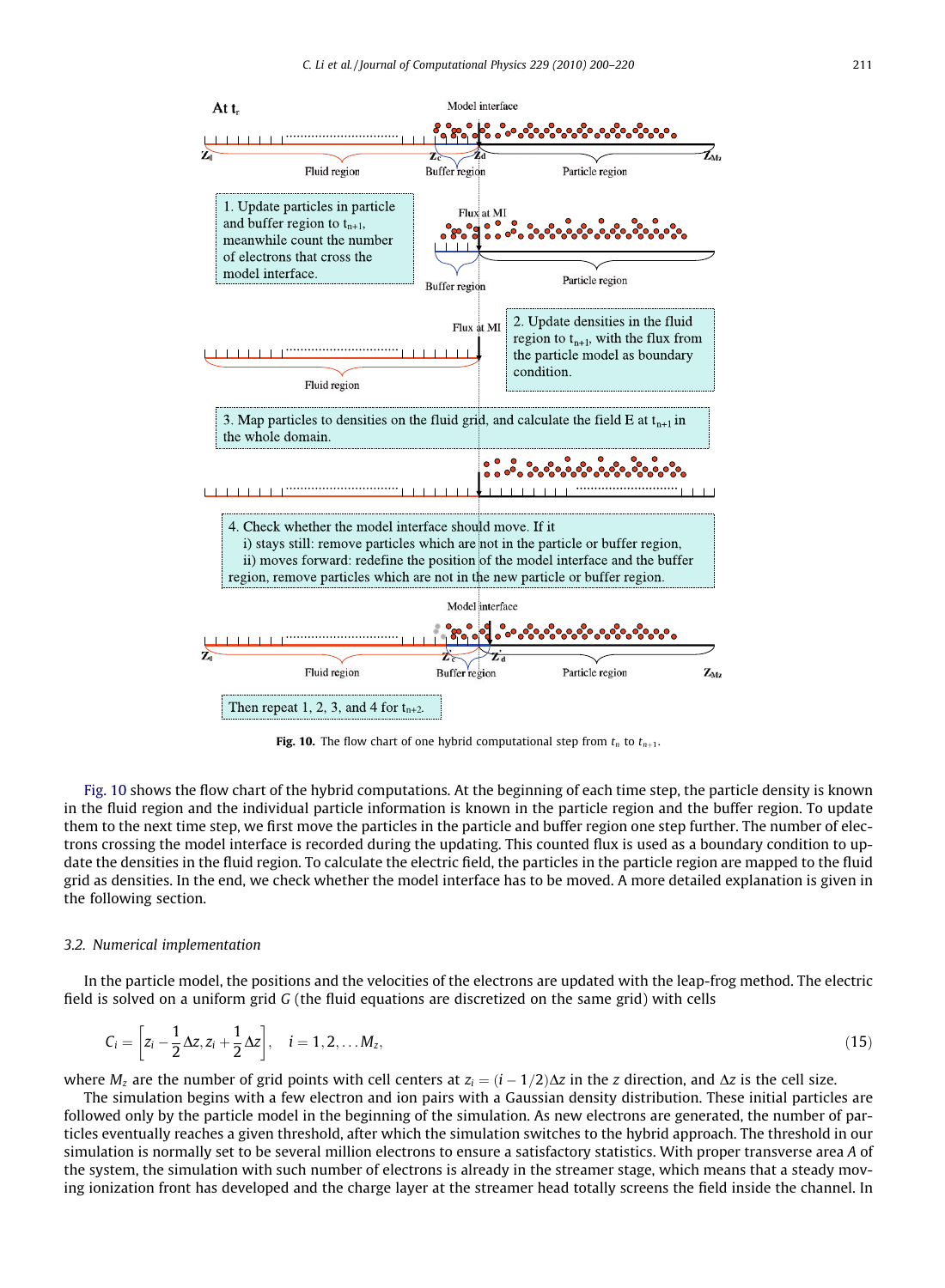At $t_r$

Model interface

$Z_0$ $Z_c$ $Z_d$ $Z_{M_z}$

Fluid region Buffer region Particle region

1. Update particles in particle and buffer region to $t_{n+1}$, meanwhile count the number of electrons that cross the model interface.

Flux at MI

Buffer region Particle region

Flux at MI

2. Update densities in the fluid region to $t_{n+1}$, with the flux from the particle model as boundary condition.

Fluid region

3. Map particles to densities on the fluid grid, and calculate the field E at $t_{n+1}$ in the whole domain.

4. Check whether the model interface should move. If it
 i) stays still: remove particles which are not in the particle or buffer region,
 ii) moves forward: redefine the position of the model interface and the buffer region, remove particles which are not in the new particle or buffer region.

Model interface

$Z_0$ $Z_c'$ $Z_d'$ $Z_{M_z}$

Fluid region Buffer region Particle region

Then repeat 1, 2, 3, and 4 for $t_{n+2}$.

**Fig. 10.** The flow chart of one hybrid computational step from $t_n$ to $t_{n+1}$.

Fig. 10 shows the flow chart of the hybrid computations. At the beginning of each time step, the particle density is known in the fluid region and the individual particle information is known in the particle region and the buffer region. To update them to the next time step, we first move the particles in the particle and buffer region one step further. The number of electrons crossing the model interface is recorded during the updating. This counted flux is used as a boundary condition to update the densities in the fluid region. To calculate the electric field, the particles in the particle region are mapped to the fluid grid as densities. In the end, we check whether the model interface has to be moved. A more detailed explanation is given in the following section.

### 3.2. Numerical implementation

In the particle model, the positions and the velocities of the electrons are updated with the leap-frog method. The electric field is solved on a uniform grid $G$ (the fluid equations are discretized on the same grid) with cells

$$C_i = \left[z_i - \frac{1}{2}\Delta z, z_i + \frac{1}{2}\Delta z\right], \quad i = 1, 2, \ldots M_z, \tag{15}$$

where $M_z$ are the number of grid points with cell centers at $z_i = (i - 1/2)\Delta z$ in the $z$ direction, and $\Delta z$ is the cell size.

The simulation begins with a few electron and ion pairs with a Gaussian density distribution. These initial particles are followed only by the particle model in the beginning of the simulation. As new electrons are generated, the number of particles eventually reaches a given threshold, after which the simulation switches to the hybrid approach. The threshold in our simulation is normally set to be several million electrons to ensure a satisfactory statistics. With proper transverse area $A$ of the system, the simulation with such number of electrons is already in the streamer stage, which means that a steady moving ionization front has developed and the charge layer at the streamer head totally screens the field inside the channel. In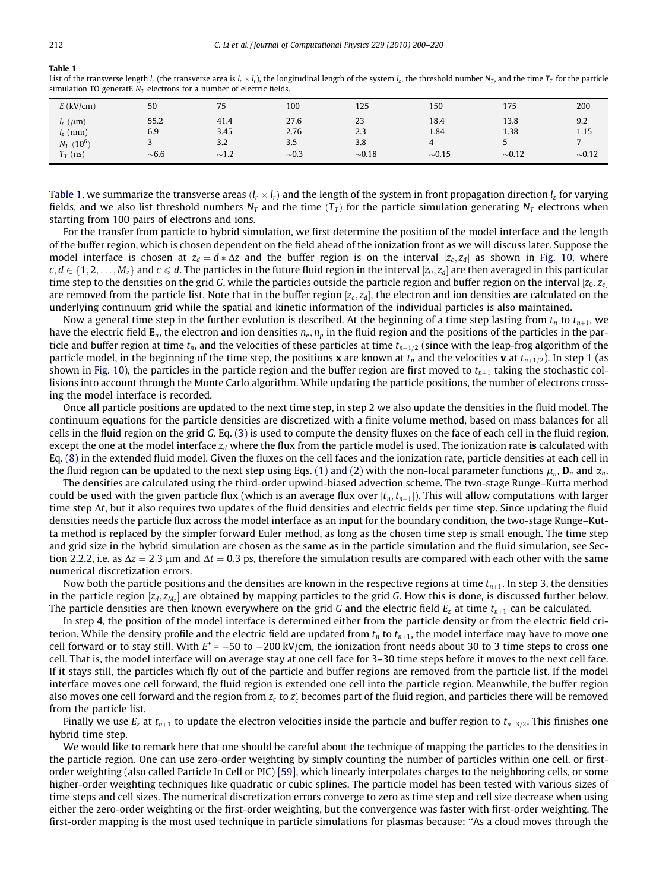**Table 1**

List of the transverse length $l_r$ (the transverse area is $l_r \times l_r$), the longitudinal length of the system $l_z$, the threshold number $N_T$, and the time $T_T$ for the particle simulation TO generatE $N_T$ electrons for a number of electric fields.

| $E$ (kV/cm) | 50 | 75 | 100 | 125 | 150 | 175 | 200 |
|---|---|---|---|---|---|---|---|
| $l_r$ ($\mu$m) | 55.2 | 41.4 | 27.6 | 23 | 18.4 | 13.8 | 9.2 |
| $l_z$ (mm) | 6.9 | 3.45 | 2.76 | 2.3 | 1.84 | 1.38 | 1.15 |
| $N_T$ ($10^6$) | 3 | 3.2 | 3.5 | 3.8 | 4 | 5 | 7 |
| $T_T$ (ns) | $\sim$6.6 | $\sim$1.2 | $\sim$0.3 | $\sim$0.18 | $\sim$0.15 | $\sim$0.12 | $\sim$0.12 |

Table 1, we summarize the transverse areas ($l_r \times l_r$) and the length of the system in front propagation direction $l_z$ for varying fields, and we also list threshold numbers $N_T$ and the time ($T_T$) for the particle simulation generating $N_T$ electrons when starting from 100 pairs of electrons and ions.

For the transfer from particle to hybrid simulation, we first determine the position of the model interface and the length of the buffer region, which is chosen dependent on the field ahead of the ionization front as we will discuss later. Suppose the model interface is chosen at $z_d = d * \Delta z$ and the buffer region is on the interval $[z_c, z_d]$ as shown in Fig. 10, where $c, d \in \{1, 2, \ldots, M_z\}$ and $c \leqslant d$. The particles in the future fluid region in the interval $[z_0, z_d]$ are then averaged in this particular time step to the densities on the grid $G$, while the particles outside the particle region and buffer region on the interval $[z_0, z_c]$ are removed from the particle list. Note that in the buffer region $[z_c, z_d]$, the electron and ion densities are calculated on the underlying continuum grid while the spatial and kinetic information of the individual particles is also maintained.

Now a general time step in the further evolution is described. At the beginning of a time step lasting from $t_n$ to $t_{n+1}$, we have the electric field $\mathbf{E}_n$, the electron and ion densities $n_e, n_p$ in the fluid region and the positions of the particles in the particle and buffer region at time $t_n$, and the velocities of these particles at time $t_{n+1/2}$ (since with the leap-frog algorithm of the particle model, in the beginning of the time step, the positions $\mathbf{x}$ are known at $t_n$ and the velocities $\mathbf{v}$ at $t_{n+1/2}$). In step 1 (as shown in Fig. 10), the particles in the particle region and the buffer region are first moved to $t_{n+1}$ taking the stochastic collisions into account through the Monte Carlo algorithm. While updating the particle positions, the number of electrons crossing the model interface is recorded.

Once all particle positions are updated to the next time step, in step 2 we also update the densities in the fluid model. The continuum equations for the particle densities are discretized with a finite volume method, based on mass balances for all cells in the fluid region on the grid $G$. Eq. (3) is used to compute the density fluxes on the face of each cell in the fluid region, except the one at the model interface $z_d$ where the flux from the particle model is used. The ionization rate **is** calculated with Eq. (8) in the extended fluid model. Given the fluxes on the cell faces and the ionization rate, particle densities at each cell in the fluid region can be updated to the next step using Eqs. (1) and (2) with the non-local parameter functions $\mu_n$, $\mathbf{D}_n$ and $\alpha_n$.

The densities are calculated using the third-order upwind-biased advection scheme. The two-stage Runge–Kutta method could be used with the given particle flux (which is an average flux over $[t_n, t_{n+1}]$). This will allow computations with larger time step $\Delta t$, but it also requires two updates of the fluid densities and electric fields per time step. Since updating the fluid densities needs the particle flux across the model interface as an input for the boundary condition, the two-stage Runge–Kutta method is replaced by the simpler forward Euler method, as long as the chosen time step is small enough. The time step and grid size in the hybrid simulation are chosen as the same as in the particle simulation and the fluid simulation, see Section 2.2.2, i.e. as $\Delta z = 2.3$ μm and $\Delta t = 0.3$ ps, therefore the simulation results are compared with each other with the same numerical discretization errors.

Now both the particle positions and the densities are known in the respective regions at time $t_{n+1}$. In step 3, the densities in the particle region $[z_d, z_{M_z}]$ are obtained by mapping particles to the grid $G$. How this is done, is discussed further below. The particle densities are then known everywhere on the grid $G$ and the electric field $E_z$ at time $t_{n+1}$ can be calculated.

In step 4, the position of the model interface is determined either from the particle density or from the electric field criterion. While the density profile and the electric field are updated from $t_n$ to $t_{n+1}$, the model interface may have to move one cell forward or to stay still. With $E^+ = -50$ to $-200$ kV/cm, the ionization front needs about 30 to 3 time steps to cross one cell. That is, the model interface will on average stay at one cell face for 3–30 time steps before it moves to the next cell face. If it stays still, the particles which fly out of the particle and buffer regions are removed from the particle list. If the model interface moves one cell forward, the fluid region is extended one cell into the particle region. Meanwhile, the buffer region also moves one cell forward and the region from $z_c$ to $z'_c$ becomes part of the fluid region, and particles there will be removed from the particle list.

Finally we use $E_z$ at $t_{n+1}$ to update the electron velocities inside the particle and buffer region to $t_{n+3/2}$. This finishes one hybrid time step.

We would like to remark here that one should be careful about the technique of mapping the particles to the densities in the particle region. One can use zero-order weighting by simply counting the number of particles within one cell, or first-order weighting (also called Particle In Cell or PIC) [59], which linearly interpolates charges to the neighboring cells, or some higher-order weighting techniques like quadratic or cubic splines. The particle model has been tested with various sizes of time steps and cell sizes. The numerical discretization errors converge to zero as time step and cell size decrease when using either the zero-order weighting or the first-order weighting, but the convergence was faster with first-order weighting. The first-order mapping is the most used technique in particle simulations for plasmas because: ''As a cloud moves through the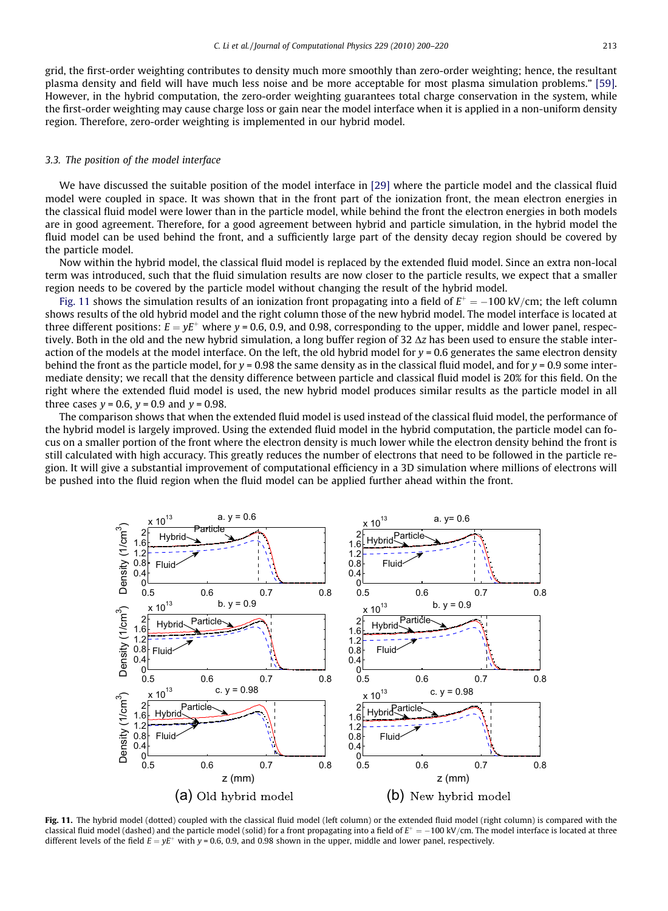grid, the first-order weighting contributes to density much more smoothly than zero-order weighting; hence, the resultant plasma density and field will have much less noise and be more acceptable for most plasma simulation problems." [59]. However, in the hybrid computation, the zero-order weighting guarantees total charge conservation in the system, while the first-order weighting may cause charge loss or gain near the model interface when it is applied in a non-uniform density region. Therefore, zero-order weighting is implemented in our hybrid model.

### 3.3. The position of the model interface

We have discussed the suitable position of the model interface in [29] where the particle model and the classical fluid model were coupled in space. It was shown that in the front part of the ionization front, the mean electron energies in the classical fluid model were lower than in the particle model, while behind the front the electron energies in both models are in good agreement. Therefore, for a good agreement between hybrid and particle simulation, in the hybrid model the fluid model can be used behind the front, and a sufficiently large part of the density decay region should be covered by the particle model.

Now within the hybrid model, the classical fluid model is replaced by the extended fluid model. Since an extra non-local term was introduced, such that the fluid simulation results are now closer to the particle results, we expect that a smaller region needs to be covered by the particle model without changing the result of the hybrid model.

Fig. 11 shows the simulation results of an ionization front propagating into a field of $E^+ = -100$ kV/cm; the left column shows results of the old hybrid model and the right column those of the new hybrid model. The model interface is located at three different positions: $E = yE^+$ where $y = 0.6$, 0.9, and 0.98, corresponding to the upper, middle and lower panel, respectively. Both in the old and the new hybrid simulation, a long buffer region of 32 $\Delta z$ has been used to ensure the stable interaction of the models at the model interface. On the left, the old hybrid model for $y = 0.6$ generates the same electron density behind the front as the particle model, for $y = 0.98$ the same density as in the classical fluid model, and for $y = 0.9$ some intermediate density; we recall that the density difference between particle and classical fluid model is 20% for this field. On the right where the extended fluid model is used, the new hybrid model produces similar results as the particle model in all three cases $y = 0.6$, $y = 0.9$ and $y = 0.98$.

The comparison shows that when the extended fluid model is used instead of the classical fluid model, the performance of the hybrid model is largely improved. Using the extended fluid model in the hybrid computation, the particle model can focus on a smaller portion of the front where the electron density is much lower while the electron density behind the front is still calculated with high accuracy. This greatly reduces the number of electrons that need to be followed in the particle region. It will give a substantial improvement of computational efficiency in a 3D simulation where millions of electrons will be pushed into the fluid region when the fluid model can be applied further ahead within the front.

**Fig. 11.** The hybrid model (dotted) coupled with the classical fluid model (left column) or the extended fluid model (right column) is compared with the classical fluid model (dashed) and the particle model (solid) for a front propagating into a field of $E^+ = -100$ kV/cm. The model interface is located at three different levels of the field $E = yE^+$ with $y = 0.6$, 0.9, and 0.98 shown in the upper, middle and lower panel, respectively.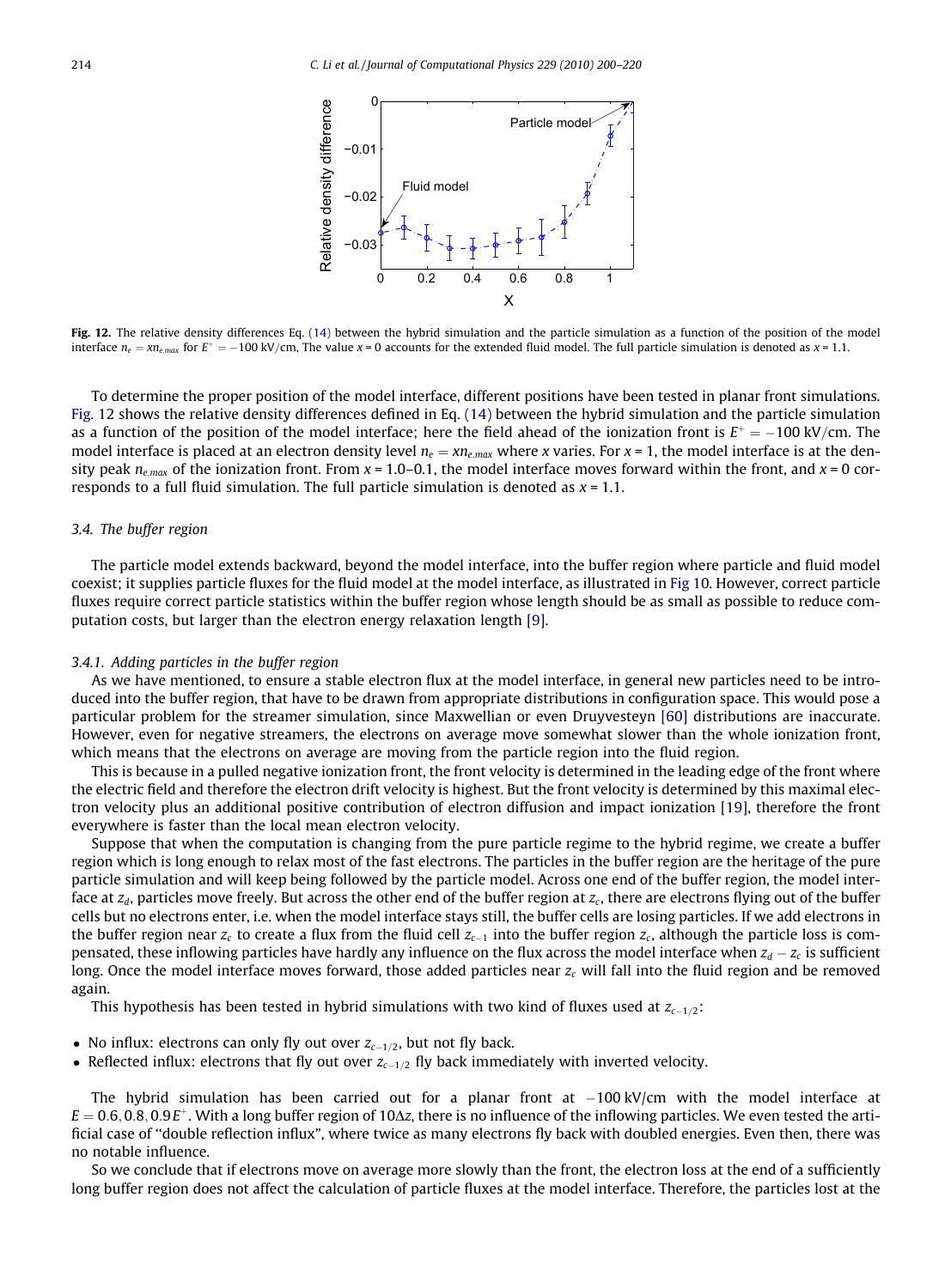**Fig. 12.** The relative density differences Eq. (14) between the hybrid simulation and the particle simulation as a function of the position of the model interface $n_e = xn_{e,max}$ for $E^+ = -100$ kV/cm, The value $x = 0$ accounts for the extended fluid model. The full particle simulation is denoted as $x = 1.1$.

To determine the proper position of the model interface, different positions have been tested in planar front simulations. Fig. 12 shows the relative density differences defined in Eq. (14) between the hybrid simulation and the particle simulation as a function of the position of the model interface; here the field ahead of the ionization front is $E^+ = -100$ kV/cm. The model interface is placed at an electron density level $n_e = xn_{e,max}$ where $x$ varies. For $x = 1$, the model interface is at the density peak $n_{e,max}$ of the ionization front. From $x = 1.0$–$0.1$, the model interface moves forward within the front, and $x = 0$ corresponds to a full fluid simulation. The full particle simulation is denoted as $x = 1.1$.

### 3.4. The buffer region

The particle model extends backward, beyond the model interface, into the buffer region where particle and fluid model coexist; it supplies particle fluxes for the fluid model at the model interface, as illustrated in Fig 10. However, correct particle fluxes require correct particle statistics within the buffer region whose length should be as small as possible to reduce computation costs, but larger than the electron energy relaxation length [9].

#### 3.4.1. Adding particles in the buffer region

As we have mentioned, to ensure a stable electron flux at the model interface, in general new particles need to be introduced into the buffer region, that have to be drawn from appropriate distributions in configuration space. This would pose a particular problem for the streamer simulation, since Maxwellian or even Druyvesteyn [60] distributions are inaccurate. However, even for negative streamers, the electrons on average move somewhat slower than the whole ionization front, which means that the electrons on average are moving from the particle region into the fluid region.

This is because in a pulled negative ionization front, the front velocity is determined in the leading edge of the front where the electric field and therefore the electron drift velocity is highest. But the front velocity is determined by this maximal electron velocity plus an additional positive contribution of electron diffusion and impact ionization [19], therefore the front everywhere is faster than the local mean electron velocity.

Suppose that when the computation is changing from the pure particle regime to the hybrid regime, we create a buffer region which is long enough to relax most of the fast electrons. The particles in the buffer region are the heritage of the pure particle simulation and will keep being followed by the particle model. Across one end of the buffer region, the model interface at $z_d$, particles move freely. But across the other end of the buffer region at $z_c$, there are electrons flying out of the buffer cells but no electrons enter, i.e. when the model interface stays still, the buffer cells are losing particles. If we add electrons in the buffer region near $z_c$ to create a flux from the fluid cell $z_{c-1}$ into the buffer region $z_c$, although the particle loss is compensated, these inflowing particles have hardly any influence on the flux across the model interface when $z_d - z_c$ is sufficient long. Once the model interface moves forward, those added particles near $z_c$ will fall into the fluid region and be removed again.

This hypothesis has been tested in hybrid simulations with two kind of fluxes used at $z_{c-1/2}$:

- No influx: electrons can only fly out over $z_{c-1/2}$, but not fly back.
- Reflected influx: electrons that fly out over $z_{c-1/2}$ fly back immediately with inverted velocity.

The hybrid simulation has been carried out for a planar front at $-100$ kV/cm with the model interface at $E = 0.6, 0.8, 0.9E^+$. With a long buffer region of $10\Delta z$, there is no influence of the inflowing particles. We even tested the artificial case of "double reflection influx", where twice as many electrons fly back with doubled energies. Even then, there was no notable influence.

So we conclude that if electrons move on average more slowly than the front, the electron loss at the end of a sufficiently long buffer region does not affect the calculation of particle fluxes at the model interface. Therefore, the particles lost at the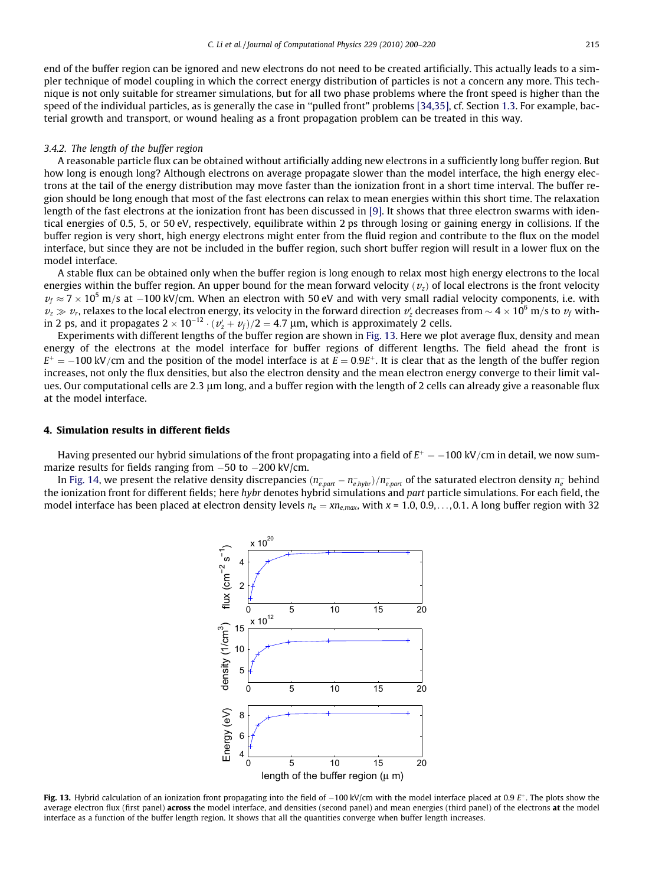end of the buffer region can be ignored and new electrons do not need to be created artificially. This actually leads to a simpler technique of model coupling in which the correct energy distribution of particles is not a concern any more. This technique is not only suitable for streamer simulations, but for all two phase problems where the front speed is higher than the speed of the individual particles, as is generally the case in "pulled front" problems [34,35], cf. Section 1.3. For example, bacterial growth and transport, or wound healing as a front propagation problem can be treated in this way.

### 3.4.2. The length of the buffer region

A reasonable particle flux can be obtained without artificially adding new electrons in a sufficiently long buffer region. But how long is enough long? Although electrons on average propagate slower than the model interface, the high energy electrons at the tail of the energy distribution may move faster than the ionization front in a short time interval. The buffer region should be long enough that most of the fast electrons can relax to mean energies within this short time. The relaxation length of the fast electrons at the ionization front has been discussed in [9]. It shows that three electron swarms with identical energies of 0.5, 5, or 50 eV, respectively, equilibrate within 2 ps through losing or gaining energy in collisions. If the buffer region is very short, high energy electrons might enter from the fluid region and contribute to the flux on the model interface, but since they are not be included in the buffer region, such short buffer region will result in a lower flux on the model interface.

A stable flux can be obtained only when the buffer region is long enough to relax most high energy electrons to the local energies within the buffer region. An upper bound for the mean forward velocity $\langle v_z \rangle$ of local electrons is the front velocity $v_f \approx 7 \times 10^5$ m/s at $-100$ kV/cm. When an electron with 50 eV and with very small radial velocity components, i.e. with $v_z \gg v_r$, relaxes to the local electron energy, its velocity in the forward direction $v_z'$ decreases from $\sim 4 \times 10^6$ m/s to $v_f$ within 2 ps, and it propagates $2 \times 10^{-12} \cdot (v_z' + v_f)/2 = 4.7$ μm, which is approximately 2 cells.

Experiments with different lengths of the buffer region are shown in Fig. 13. Here we plot average flux, density and mean energy of the electrons at the model interface for buffer regions of different lengths. The field ahead the front is $E^+ = -100$ kV/cm and the position of the model interface is at $E = 0.9E^+$. It is clear that as the length of the buffer region increases, not only the flux densities, but also the electron density and the mean electron energy converge to their limit values. Our computational cells are 2.3 μm long, and a buffer region with the length of 2 cells can already give a reasonable flux at the model interface.

## 4. Simulation results in different fields

Having presented our hybrid simulations of the front propagating into a field of $E^+ = -100$ kV/cm in detail, we now summarize results for fields ranging from $-50$ to $-200$ kV/cm.

In Fig. 14, we present the relative density discrepancies $(n^-_{e,part} - n^-_{e,hybr})/n^-_{e,part}$ of the saturated electron density $n^-_e$ behind the ionization front for different fields; here *hybr* denotes hybrid simulations and *part* particle simulations. For each field, the model interface has been placed at electron density levels $n_e = x n_{e,max}$, with $x$ = 1.0, 0.9, ..., 0.1. A long buffer region with 32

**Fig. 13.** Hybrid calculation of an ionization front propagating into the field of $-100$ kV/cm with the model interface placed at 0.9 $E^+$. The plots show the average electron flux (first panel) **across** the model interface, and densities (second panel) and mean energies (third panel) of the electrons **at** the model interface as a function of the buffer length region. It shows that all the quantities converge when buffer length increases.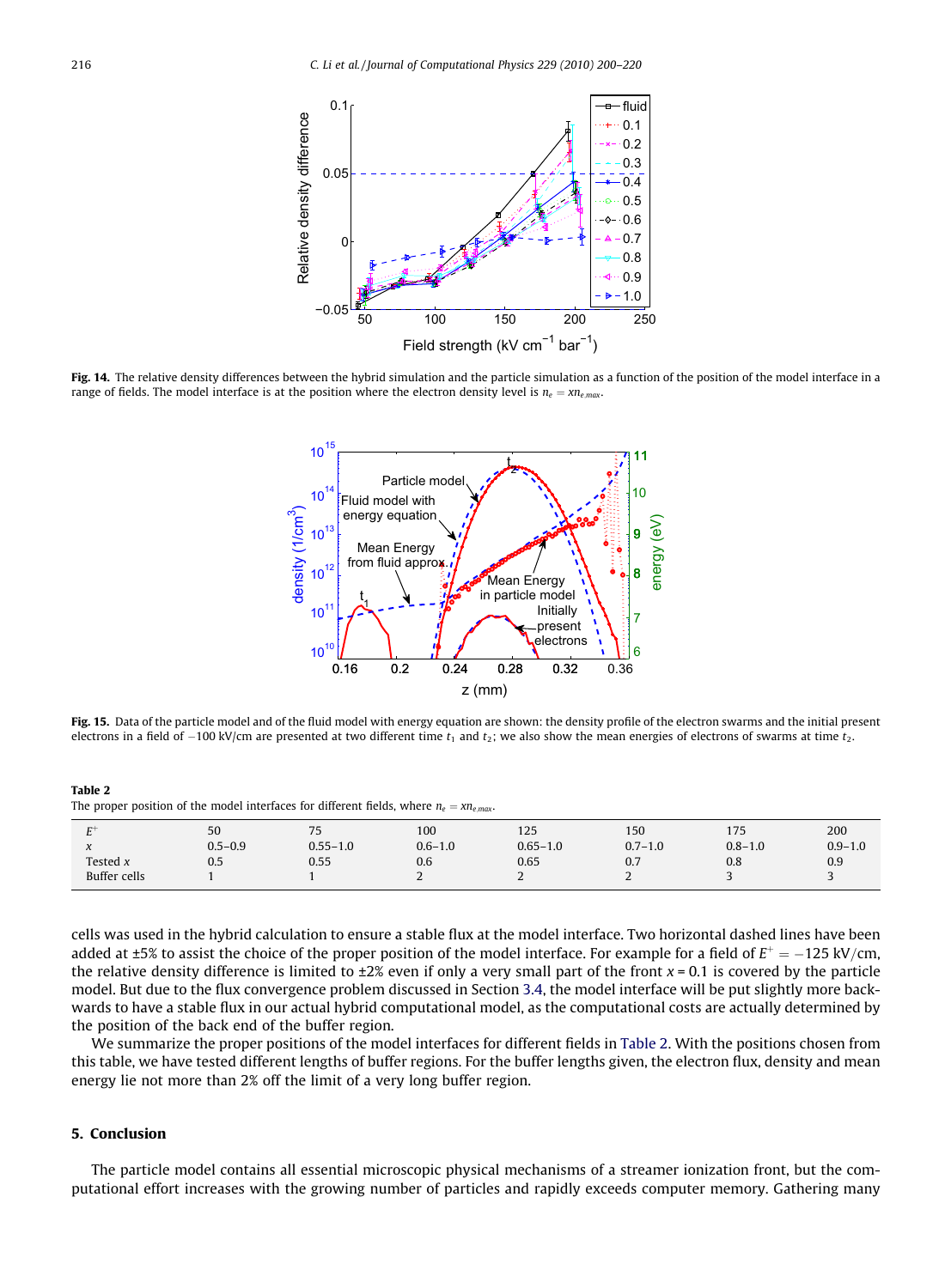**Fig. 14.** The relative density differences between the hybrid simulation and the particle simulation as a function of the position of the model interface in a range of fields. The model interface is at the position where the electron density level is $n_e = xn_{e,max}$.

**Fig. 15.** Data of the particle model and of the fluid model with energy equation are shown: the density profile of the electron swarms and the initial present electrons in a field of −100 kV/cm are presented at two different time $t_1$ and $t_2$; we also show the mean energies of electrons of swarms at time $t_2$.

**Table 2**
The proper position of the model interfaces for different fields, where $n_e = xn_{e,max}$.

| $E^+$ | 50 | 75 | 100 | 125 | 150 | 175 | 200 |
|---|---|---|---|---|---|---|---|
| $x$ | 0.5–0.9 | 0.55–1.0 | 0.6–1.0 | 0.65–1.0 | 0.7–1.0 | 0.8–1.0 | 0.9–1.0 |
| Tested $x$ | 0.5 | 0.55 | 0.6 | 0.65 | 0.7 | 0.8 | 0.9 |
| Buffer cells | 1 | 1 | 2 | 2 | 2 | 3 | 3 |

cells was used in the hybrid calculation to ensure a stable flux at the model interface. Two horizontal dashed lines have been added at ±5% to assist the choice of the proper position of the model interface. For example for a field of $E^+ = -125$ kV/cm, the relative density difference is limited to ±2% even if only a very small part of the front $x = 0.1$ is covered by the particle model. But due to the flux convergence problem discussed in Section 3.4, the model interface will be put slightly more backwards to have a stable flux in our actual hybrid computational model, as the computational costs are actually determined by the position of the back end of the buffer region.

We summarize the proper positions of the model interfaces for different fields in Table 2. With the positions chosen from this table, we have tested different lengths of buffer regions. For the buffer lengths given, the electron flux, density and mean energy lie not more than 2% off the limit of a very long buffer region.

## 5. Conclusion

The particle model contains all essential microscopic physical mechanisms of a streamer ionization front, but the computational effort increases with the growing number of particles and rapidly exceeds computer memory. Gathering many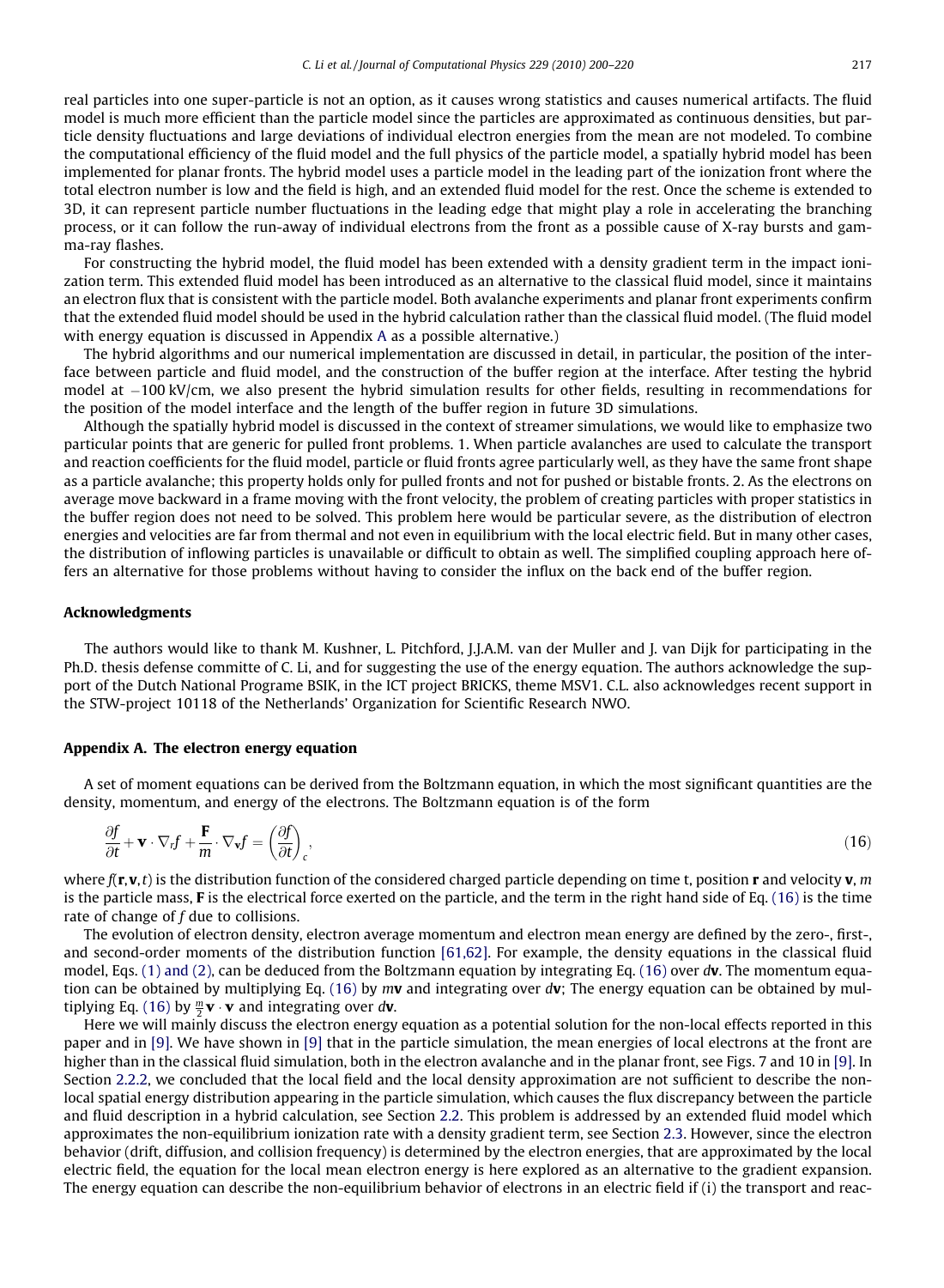real particles into one super-particle is not an option, as it causes wrong statistics and causes numerical artifacts. The fluid model is much more efficient than the particle model since the particles are approximated as continuous densities, but particle density fluctuations and large deviations of individual electron energies from the mean are not modeled. To combine the computational efficiency of the fluid model and the full physics of the particle model, a spatially hybrid model has been implemented for planar fronts. The hybrid model uses a particle model in the leading part of the ionization front where the total electron number is low and the field is high, and an extended fluid model for the rest. Once the scheme is extended to 3D, it can represent particle number fluctuations in the leading edge that might play a role in accelerating the branching process, or it can follow the run-away of individual electrons from the front as a possible cause of X-ray bursts and gamma-ray flashes.

For constructing the hybrid model, the fluid model has been extended with a density gradient term in the impact ionization term. This extended fluid model has been introduced as an alternative to the classical fluid model, since it maintains an electron flux that is consistent with the particle model. Both avalanche experiments and planar front experiments confirm that the extended fluid model should be used in the hybrid calculation rather than the classical fluid model. (The fluid model with energy equation is discussed in Appendix A as a possible alternative.)

The hybrid algorithms and our numerical implementation are discussed in detail, in particular, the position of the interface between particle and fluid model, and the construction of the buffer region at the interface. After testing the hybrid model at −100 kV/cm, we also present the hybrid simulation results for other fields, resulting in recommendations for the position of the model interface and the length of the buffer region in future 3D simulations.

Although the spatially hybrid model is discussed in the context of streamer simulations, we would like to emphasize two particular points that are generic for pulled front problems. 1. When particle avalanches are used to calculate the transport and reaction coefficients for the fluid model, particle or fluid fronts agree particularly well, as they have the same front shape as a particle avalanche; this property holds only for pulled fronts and not for pushed or bistable fronts. 2. As the electrons on average move backward in a frame moving with the front velocity, the problem of creating particles with proper statistics in the buffer region does not need to be solved. This problem here would be particular severe, as the distribution of electron energies and velocities are far from thermal and not even in equilibrium with the local electric field. But in many other cases, the distribution of inflowing particles is unavailable or difficult to obtain as well. The simplified coupling approach here offers an alternative for those problems without having to consider the influx on the back end of the buffer region.

## Acknowledgments

The authors would like to thank M. Kushner, L. Pitchford, J.J.A.M. van der Muller and J. van Dijk for participating in the Ph.D. thesis defense committe of C. Li, and for suggesting the use of the energy equation. The authors acknowledge the support of the Dutch National Programe BSIK, in the ICT project BRICKS, theme MSV1. C.L. also acknowledges recent support in the STW-project 10118 of the Netherlands' Organization for Scientific Research NWO.

## Appendix A. The electron energy equation

A set of moment equations can be derived from the Boltzmann equation, in which the most significant quantities are the density, momentum, and energy of the electrons. The Boltzmann equation is of the form

$$\frac{\partial f}{\partial t} + \mathbf{v} \cdot \nabla_r f + \frac{\mathbf{F}}{m} \cdot \nabla_{\mathbf{v}} f = \left(\frac{\partial f}{\partial t}\right)_c, \tag{16}$$

where $f(\mathbf{r}, \mathbf{v}, t)$ is the distribution function of the considered charged particle depending on time t, position $\mathbf{r}$ and velocity $\mathbf{v}$, $m$ is the particle mass, $\mathbf{F}$ is the electrical force exerted on the particle, and the term in the right hand side of Eq. (16) is the time rate of change of $f$ due to collisions.

The evolution of electron density, electron average momentum and electron mean energy are defined by the zero-, first-, and second-order moments of the distribution function [61,62]. For example, the density equations in the classical fluid model, Eqs. (1) and (2), can be deduced from the Boltzmann equation by integrating Eq. (16) over $d\mathbf{v}$. The momentum equation can be obtained by multiplying Eq. (16) by $m\mathbf{v}$ and integrating over $d\mathbf{v}$; The energy equation can be obtained by multiplying Eq. (16) by $\frac{m}{2}\mathbf{v} \cdot \mathbf{v}$ and integrating over $d\mathbf{v}$.

Here we will mainly discuss the electron energy equation as a potential solution for the non-local effects reported in this paper and in [9]. We have shown in [9] that in the particle simulation, the mean energies of local electrons at the front are higher than in the classical fluid simulation, both in the electron avalanche and in the planar front, see Figs. 7 and 10 in [9]. In Section 2.2.2, we concluded that the local field and the local density approximation are not sufficient to describe the non-local spatial energy distribution appearing in the particle simulation, which causes the flux discrepancy between the particle and fluid description in a hybrid calculation, see Section 2.2. This problem is addressed by an extended fluid model which approximates the non-equilibrium ionization rate with a density gradient term, see Section 2.3. However, since the electron behavior (drift, diffusion, and collision frequency) is determined by the electron energies, that are approximated by the local electric field, the equation for the local mean electron energy is here explored as an alternative to the gradient expansion. The energy equation can describe the non-equilibrium behavior of electrons in an electric field if (i) the transport and reac-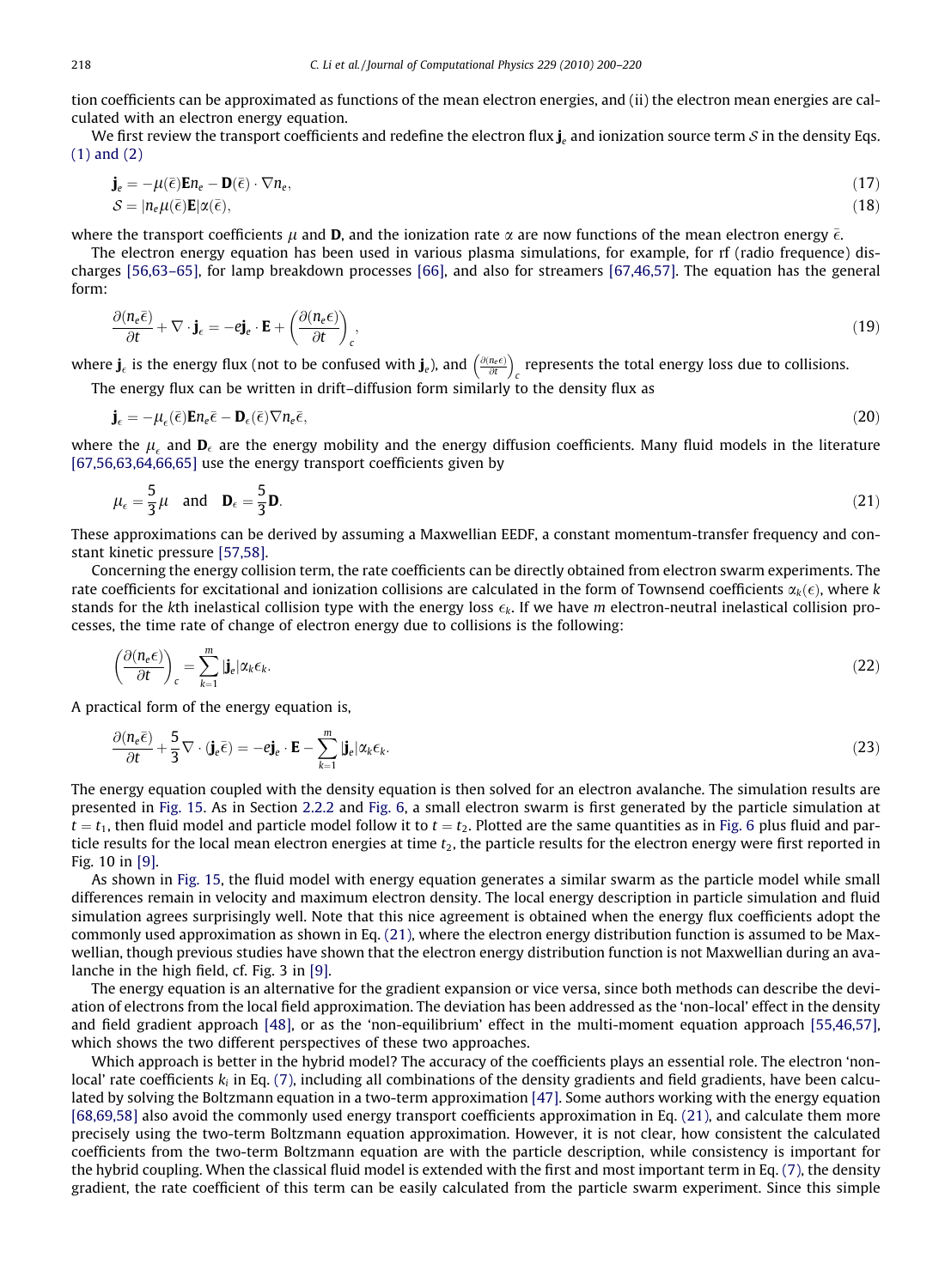tion coefficients can be approximated as functions of the mean electron energies, and (ii) the electron mean energies are calculated with an electron energy equation.

We first review the transport coefficients and redefine the electron flux $\mathbf{j}_e$ and ionization source term $\mathcal{S}$ in the density Eqs. (1) and (2)

$$\mathbf{j}_e = -\mu(\bar{\epsilon})\mathbf{E}n_e - \mathbf{D}(\bar{\epsilon}) \cdot \nabla n_e, \tag{17}$$

$$\mathcal{S} = |n_e \mu(\bar{\epsilon})\mathbf{E}|\alpha(\bar{\epsilon}), \tag{18}$$

where the transport coefficients $\mu$ and $\mathbf{D}$, and the ionization rate $\alpha$ are now functions of the mean electron energy $\bar{\epsilon}$.

The electron energy equation has been used in various plasma simulations, for example, for rf (radio frequence) discharges [56,63–65], for lamp breakdown processes [66], and also for streamers [67,46,57]. The equation has the general form:

$$\frac{\partial(n_e\bar{\epsilon})}{\partial t} + \nabla \cdot \mathbf{j}_\epsilon = -e\mathbf{j}_e \cdot \mathbf{E} + \left(\frac{\partial(n_e\epsilon)}{\partial t}\right)_c, \tag{19}$$

where $\mathbf{j}_\epsilon$ is the energy flux (not to be confused with $\mathbf{j}_e$), and $\left(\frac{\partial(n_e\epsilon)}{\partial t}\right)_c$ represents the total energy loss due to collisions.

The energy flux can be written in drift–diffusion form similarly to the density flux as

$$\mathbf{j}_\epsilon = -\mu_\epsilon(\bar{\epsilon})\mathbf{E}n_e\bar{\epsilon} - \mathbf{D}_\epsilon(\bar{\epsilon})\nabla n_e\bar{\epsilon}, \tag{20}$$

where the $\mu_\epsilon$ and $\mathbf{D}_\epsilon$ are the energy mobility and the energy diffusion coefficients. Many fluid models in the literature [67,56,63,64,66,65] use the energy transport coefficients given by

$$\mu_\epsilon = \frac{5}{3}\mu \quad \text{and} \quad \mathbf{D}_\epsilon = \frac{5}{3}\mathbf{D}. \tag{21}$$

These approximations can be derived by assuming a Maxwellian EEDF, a constant momentum-transfer frequency and constant kinetic pressure [57,58].

Concerning the energy collision term, the rate coefficients can be directly obtained from electron swarm experiments. The rate coefficients for excitational and ionization collisions are calculated in the form of Townsend coefficients $\alpha_k(\epsilon)$, where $k$ stands for the $k$th inelastical collision type with the energy loss $\epsilon_k$. If we have $m$ electron-neutral inelastical collision processes, the time rate of change of electron energy due to collisions is the following:

$$\left(\frac{\partial(n_e\epsilon)}{\partial t}\right)_c = \sum_{k=1}^{m} |\mathbf{j}_e|\alpha_k\epsilon_k. \tag{22}$$

A practical form of the energy equation is,

$$\frac{\partial(n_e\bar{\epsilon})}{\partial t} + \frac{5}{3}\nabla \cdot (\mathbf{j}_e\bar{\epsilon}) = -e\mathbf{j}_e \cdot \mathbf{E} - \sum_{k=1}^{m} |\mathbf{j}_e|\alpha_k\epsilon_k. \tag{23}$$

The energy equation coupled with the density equation is then solved for an electron avalanche. The simulation results are presented in Fig. 15. As in Section 2.2.2 and Fig. 6, a small electron swarm is first generated by the particle simulation at $t = t_1$, then fluid model and particle model follow it to $t = t_2$. Plotted are the same quantities as in Fig. 6 plus fluid and particle results for the local mean electron energies at time $t_2$, the particle results for the electron energy were first reported in Fig. 10 in [9].

As shown in Fig. 15, the fluid model with energy equation generates a similar swarm as the particle model while small differences remain in velocity and maximum electron density. The local energy description in particle simulation and fluid simulation agrees surprisingly well. Note that this nice agreement is obtained when the energy flux coefficients adopt the commonly used approximation as shown in Eq. (21), where the electron energy distribution function is assumed to be Maxwellian, though previous studies have shown that the electron energy distribution function is not Maxwellian during an avalanche in the high field, cf. Fig. 3 in [9].

The energy equation is an alternative for the gradient expansion or vice versa, since both methods can describe the deviation of electrons from the local field approximation. The deviation has been addressed as the 'non-local' effect in the density and field gradient approach [48], or as the 'non-equilibrium' effect in the multi-moment equation approach [55,46,57], which shows the two different perspectives of these two approaches.

Which approach is better in the hybrid model? The accuracy of the coefficients plays an essential role. The electron 'non-local' rate coefficients $k_i$ in Eq. (7), including all combinations of the density gradients and field gradients, have been calculated by solving the Boltzmann equation in a two-term approximation [47]. Some authors working with the energy equation [68,69,58] also avoid the commonly used energy transport coefficients approximation in Eq. (21), and calculate them more precisely using the two-term Boltzmann equation approximation. However, it is not clear, how consistent the calculated coefficients from the two-term Boltzmann equation are with the particle description, while consistency is important for the hybrid coupling. When the classical fluid model is extended with the first and most important term in Eq. (7), the density gradient, the rate coefficient of this term can be easily calculated from the particle swarm experiment. Since this simple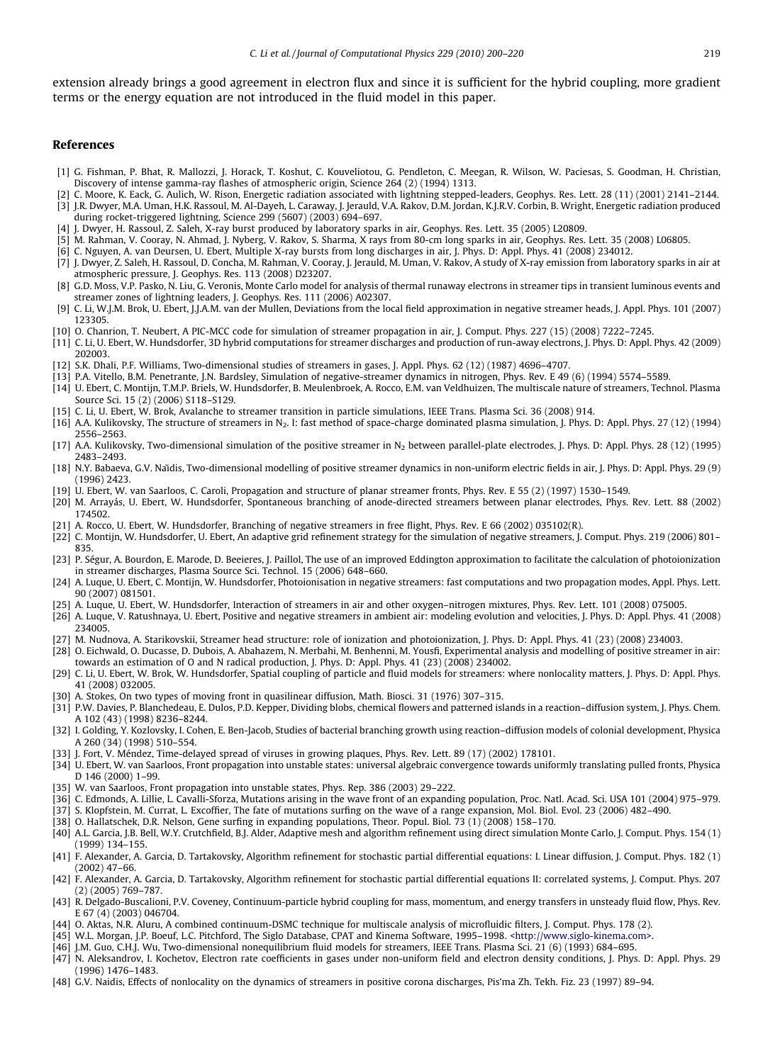extension already brings a good agreement in electron flux and since it is sufficient for the hybrid coupling, more gradient terms or the energy equation are not introduced in the fluid model in this paper.

## References

[1] G. Fishman, P. Bhat, R. Mallozzi, J. Horack, T. Koshut, C. Kouveliotou, G. Pendleton, C. Meegan, R. Wilson, W. Paciesas, S. Goodman, H. Christian, Discovery of intense gamma-ray flashes of atmospheric origin, Science 264 (2) (1994) 1313.

[2] C. Moore, K. Eack, G. Aulich, W. Rison, Energetic radiation associated with lightning stepped-leaders, Geophys. Res. Lett. 28 (11) (2001) 2141–2144.

[3] J.R. Dwyer, M.A. Uman, H.K. Rassoul, M. Al-Dayeh, L. Caraway, J. Jerauld, V.A. Rakov, D.M. Jordan, K.J.R.V. Corbin, B. Wright, Energetic radiation produced during rocket-triggered lightning, Science 299 (5607) (2003) 694–697.

[4] J. Dwyer, H. Rassoul, Z. Saleh, X-ray burst produced by laboratory sparks in air, Geophys. Res. Lett. 35 (2005) L20809.

[5] M. Rahman, V. Cooray, N. Ahmad, J. Nyberg, V. Rakov, S. Sharma, X rays from 80-cm long sparks in air, Geophys. Res. Lett. 35 (2008) L06805.

[6] C. Nguyen, A. van Deursen, U. Ebert, Multiple X-ray bursts from long discharges in air, J. Phys. D: Appl. Phys. 41 (2008) 234012.

[7] J. Dwyer, Z. Saleh, H. Rassoul, D. Concha, M. Rahman, V. Cooray, J. Jerauld, M. Uman, V. Rakov, A study of X-ray emission from laboratory sparks in air at atmospheric pressure, J. Geophys. Res. 113 (2008) D23207.

[8] G.D. Moss, V.P. Pasko, N. Liu, G. Veronis, Monte Carlo model for analysis of thermal runaway electrons in streamer tips in transient luminous events and streamer zones of lightning leaders, J. Geophys. Res. 111 (2006) A02307.

[9] C. Li, W.J.M. Brok, U. Ebert, J.J.A.M. van der Mullen, Deviations from the local field approximation in negative streamer heads, J. Appl. Phys. 101 (2007) 123305.

[10] O. Chanrion, T. Neubert, A PIC-MCC code for simulation of streamer propagation in air, J. Comput. Phys. 227 (15) (2008) 7222–7245.

[11] C. Li, U. Ebert, W. Hundsdorfer, 3D hybrid computations for streamer discharges and production of run-away electrons, J. Phys. D: Appl. Phys. 42 (2009) 202003.

[12] S.K. Dhali, P.F. Williams, Two-dimensional studies of streamers in gases, J. Appl. Phys. 62 (12) (1987) 4696–4707.

[13] P.A. Vitello, B.M. Penetrante, J.N. Bardsley, Simulation of negative-streamer dynamics in nitrogen, Phys. Rev. E 49 (6) (1994) 5574–5589.

[14] U. Ebert, C. Montijn, T.M.P. Briels, W. Hundsdorfer, B. Meulenbroek, A. Rocco, E.M. van Veldhuizen, The multiscale nature of streamers, Technol. Plasma Source Sci. 15 (2) (2006) S118–S129.

[15] C. Li, U. Ebert, W. Brok, Avalanche to streamer transition in particle simulations, IEEE Trans. Plasma Sci. 36 (2008) 914.

[16] A.A. Kulikovsky, The structure of streamers in $N_2$. I: fast method of space-charge dominated plasma simulation, J. Phys. D: Appl. Phys. 27 (12) (1994) 2556–2563.

[17] A.A. Kulikovsky, Two-dimensional simulation of the positive streamer in $N_2$ between parallel-plate electrodes, J. Phys. D: Appl. Phys. 28 (12) (1995) 2483–2493.

[18] N.Y. Babaeva, G.V. Naĭdis, Two-dimensional modelling of positive streamer dynamics in non-uniform electric fields in air, J. Phys. D: Appl. Phys. 29 (9) (1996) 2423.

[19] U. Ebert, W. van Saarloos, C. Caroli, Propagation and structure of planar streamer fronts, Phys. Rev. E 55 (2) (1997) 1530–1549.

[20] M. Arrayás, U. Ebert, W. Hundsdorfer, Spontaneous branching of anode-directed streamers between planar electrodes, Phys. Rev. Lett. 88 (2002) 174502.

[21] A. Rocco, U. Ebert, W. Hundsdorfer, Branching of negative streamers in free flight, Phys. Rev. E 66 (2002) 035102(R).

[22] C. Montijn, W. Hundsdorfer, U. Ebert, An adaptive grid refinement strategy for the simulation of negative streamers, J. Comput. Phys. 219 (2006) 801–835.

[23] P. Ségur, A. Bourdon, E. Marode, D. Beeieres, J. Paillol, The use of an improved Eddington approximation to facilitate the calculation of photoionization in streamer discharges, Plasma Source Sci. Technol. 15 (2006) 648–660.

[24] A. Luque, U. Ebert, C. Montijn, W. Hundsdorfer, Photoionisation in negative streamers: fast computations and two propagation modes, Appl. Phys. Lett. 90 (2007) 081501.

[25] A. Luque, U. Ebert, W. Hundsdorfer, Interaction of streamers in air and other oxygen–nitrogen mixtures, Phys. Rev. Lett. 101 (2008) 075005.

[26] A. Luque, V. Ratushnaya, U. Ebert, Positive and negative streamers in ambient air: modeling evolution and velocities, J. Phys. D: Appl. Phys. 41 (2008) 234005.

[27] M. Nudnova, A. Starikovskii, Streamer head structure: role of ionization and photoionization, J. Phys. D: Appl. Phys. 41 (23) (2008) 234003.

[28] O. Eichwald, O. Ducasse, D. Dubois, A. Abahazem, N. Merbahi, M. Benhenni, M. Yousfi, Experimental analysis and modelling of positive streamer in air: towards an estimation of O and N radical production, J. Phys. D: Appl. Phys. 41 (23) (2008) 234002.

[29] C. Li, U. Ebert, W. Brok, W. Hundsdorfer, Spatial coupling of particle and fluid models for streamers: where nonlocality matters, J. Phys. D: Appl. Phys. 41 (2008) 032005.

[30] A. Stokes, On two types of moving front in quasilinear diffusion, Math. Biosci. 31 (1976) 307–315.

[31] P.W. Davies, P. Blanchedeau, E. Dulos, P.D. Kepper, Dividing blobs, chemical flowers and patterned islands in a reaction–diffusion system, J. Phys. Chem. A 102 (43) (1998) 8236–8244.

[32] I. Golding, Y. Kozlovsky, I. Cohen, E. Ben-Jacob, Studies of bacterial branching growth using reaction–diffusion models of colonial development, Physica A 260 (34) (1998) 510–554.

[33] J. Fort, V. Méndez, Time-delayed spread of viruses in growing plaques, Phys. Rev. Lett. 89 (17) (2002) 178101.

[34] U. Ebert, W. van Saarloos, Front propagation into unstable states: universal algebraic convergence towards uniformly translating pulled fronts, Physica D 146 (2000) 1–99.

[35] W. van Saarloos, Front propagation into unstable states, Phys. Rep. 386 (2003) 29–222.

[36] C. Edmonds, A. Lillie, L. Cavalli-Sforza, Mutations arising in the wave front of an expanding population, Proc. Natl. Acad. Sci. USA 101 (2004) 975–979.

[37] S. Klopfstein, M. Currat, L. Excoffier, The fate of mutations surfing on the wave of a range expansion, Mol. Biol. Evol. 23 (2006) 482–490.

[38] O. Hallatschek, D.R. Nelson, Gene surfing in expanding populations, Theor. Popul. Biol. 73 (1) (2008) 158–170.

[40] A.L. Garcia, J.B. Bell, W.Y. Crutchfield, B.J. Alder, Adaptive mesh and algorithm refinement using direct simulation Monte Carlo, J. Comput. Phys. 154 (1) (1999) 134–155.

[41] F. Alexander, A. Garcia, D. Tartakovsky, Algorithm refinement for stochastic partial differential equations: I. Linear diffusion, J. Comput. Phys. 182 (1) (2002) 47–66.

[42] F. Alexander, A. Garcia, D. Tartakovsky, Algorithm refinement for stochastic partial differential equations II: correlated systems, J. Comput. Phys. 207 (2) (2005) 769–787.

[43] R. Delgado-Buscalioni, P.V. Coveney, Continuum-particle hybrid coupling for mass, momentum, and energy transfers in unsteady fluid flow, Phys. Rev. E 67 (4) (2003) 046704.

[44] O. Aktas, N.R. Aluru, A combined continuum-DSMC technique for multiscale analysis of microfluidic filters, J. Comput. Phys. 178 (2).

[45] W.L. Morgan, J.P. Boeuf, L.C. Pitchford, The Siglo Database, CPAT and Kinema Software, 1995–1998. <http://www.siglo-kinema.com>.

[46] J.M. Guo, C.H.J. Wu, Two-dimensional nonequilibrium fluid models for streamers, IEEE Trans. Plasma Sci. 21 (6) (1993) 684–695.

[47] N. Aleksandrov, I. Kochetov, Electron rate coefficients in gases under non-uniform field and electron density conditions, J. Phys. D: Appl. Phys. 29 (1996) 1476–1483.

[48] G.V. Naidis, Effects of nonlocality on the dynamics of streamers in positive corona discharges, Pis'ma Zh. Tekh. Fiz. 23 (1997) 89–94.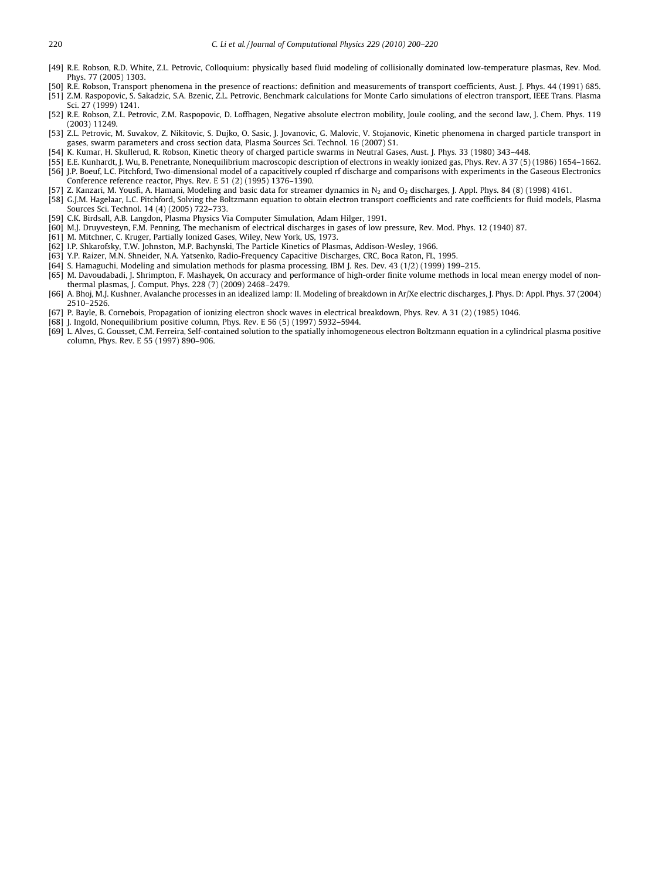[49] R.E. Robson, R.D. White, Z.L. Petrovic, Colloquium: physically based fluid modeling of collisionally dominated low-temperature plasmas, Rev. Mod. Phys. 77 (2005) 1303.

[50] R.E. Robson, Transport phenomena in the presence of reactions: definition and measurements of transport coefficients, Aust. J. Phys. 44 (1991) 685.

[51] Z.M. Raspopovic, S. Sakadzic, S.A. Bzenic, Z.L. Petrovic, Benchmark calculations for Monte Carlo simulations of electron transport, IEEE Trans. Plasma Sci. 27 (1999) 1241.

[52] R.E. Robson, Z.L. Petrovic, Z.M. Raspopovic, D. Loffhagen, Negative absolute electron mobility, Joule cooling, and the second law, J. Chem. Phys. 119 (2003) 11249.

[53] Z.L. Petrovic, M. Suvakov, Z. Nikitovic, S. Dujko, O. Sasic, J. Jovanovic, G. Malovic, V. Stojanovic, Kinetic phenomena in charged particle transport in gases, swarm parameters and cross section data, Plasma Sources Sci. Technol. 16 (2007) S1.

[54] K. Kumar, H. Skullerud, R. Robson, Kinetic theory of charged particle swarms in Neutral Gases, Aust. J. Phys. 33 (1980) 343–448.

[55] E.E. Kunhardt, J. Wu, B. Penetrante, Nonequilibrium macroscopic description of electrons in weakly ionized gas, Phys. Rev. A 37 (5) (1986) 1654–1662.

[56] J.P. Boeuf, L.C. Pitchford, Two-dimensional model of a capacitively coupled rf discharge and comparisons with experiments in the Gaseous Electronics Conference reference reactor, Phys. Rev. E 51 (2) (1995) 1376–1390.

[57] Z. Kanzari, M. Yousfi, A. Hamani, Modeling and basic data for streamer dynamics in $N_2$ and $O_2$ discharges, J. Appl. Phys. 84 (8) (1998) 4161.

[58] G.J.M. Hagelaar, L.C. Pitchford, Solving the Boltzmann equation to obtain electron transport coefficients and rate coefficients for fluid models, Plasma Sources Sci. Technol. 14 (4) (2005) 722–733.

[59] C.K. Birdsall, A.B. Langdon, Plasma Physics Via Computer Simulation, Adam Hilger, 1991.

[60] M.J. Druyvesteyn, F.M. Penning, The mechanism of electrical discharges in gases of low pressure, Rev. Mod. Phys. 12 (1940) 87.

[61] M. Mitchner, C. Kruger, Partially Ionized Gases, Wiley, New York, US, 1973.

[62] I.P. Shkarofsky, T.W. Johnston, M.P. Bachynski, The Particle Kinetics of Plasmas, Addison-Wesley, 1966.

[63] Y.P. Raizer, M.N. Shneider, N.A. Yatsenko, Radio-Frequency Capacitive Discharges, CRC, Boca Raton, FL, 1995.

[64] S. Hamaguchi, Modeling and simulation methods for plasma processing, IBM J. Res. Dev. 43 (1/2) (1999) 199–215.

[65] M. Davoudabadi, J. Shrimpton, F. Mashayek, On accuracy and performance of high-order finite volume methods in local mean energy model of non-thermal plasmas, J. Comput. Phys. 228 (7) (2009) 2468–2479.

[66] A. Bhoj, M.J. Kushner, Avalanche processes in an idealized lamp: II. Modeling of breakdown in Ar/Xe electric discharges, J. Phys. D: Appl. Phys. 37 (2004) 2510–2526.

[67] P. Bayle, B. Cornebois, Propagation of ionizing electron shock waves in electrical breakdown, Phys. Rev. A 31 (2) (1985) 1046.

[68] J. Ingold, Nonequilibrium positive column, Phys. Rev. E 56 (5) (1997) 5932–5944.

[69] L. Alves, G. Gousset, C.M. Ferreira, Self-contained solution to the spatially inhomogeneous electron Boltzmann equation in a cylindrical plasma positive column, Phys. Rev. E 55 (1997) 890–906.